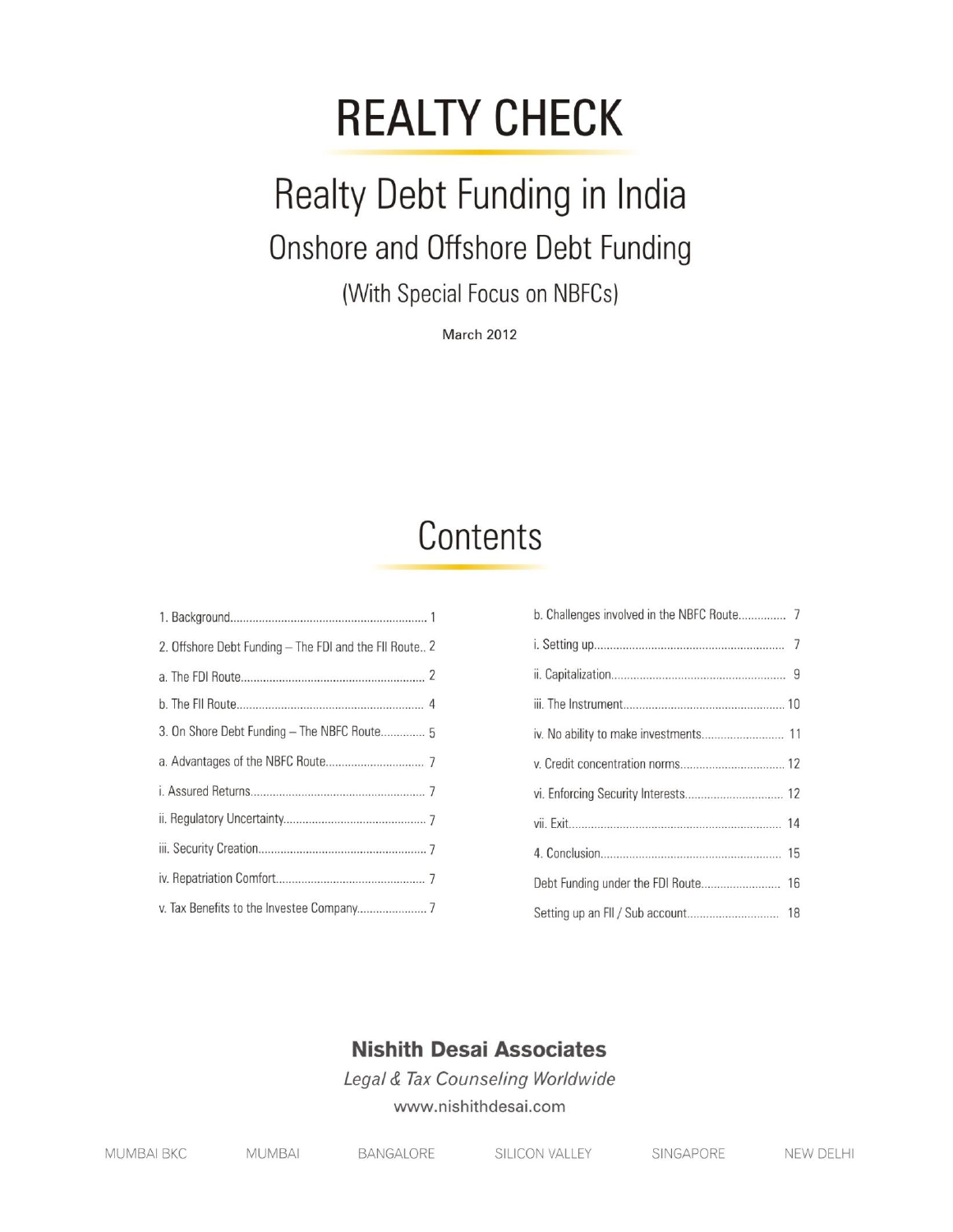# REALTY CHECK

## Realty Debt Funding in India

### Onshore and Offshore Debt Funding

(With Special Focus on NBFCs)

March 2012

## Contents

1. Background............................................................ 1
2. Offshore Debt Funding – The FDI and the FII Route.. 2

a. The FDI Route......................................................... 2

b. The FII Route.......................................................... 4

3. On Shore Debt Funding – The NBFC Route.............. 5

a. Advantages of the NBFC Route............................... 7

i. Assured Returns...................................................... 7

ii. Regulatory Uncertainty............................................ 7

iii. Security Creation.................................................... 7

iv. Repatriation Comfort.............................................. 7

v. Tax Benefits to the Investee Company..................... 7

b. Challenges involved in the NBFC Route............... 7

i. Setting up........................................................... 7

ii. Capitalization...................................................... 9

iii. The Instrument.................................................. 10

iv. No ability to make investments......................... 11

v. Credit concentration norms................................ 12

vi. Enforcing Security Interests.............................. 12

vii. Exit.................................................................. 14

4. Conclusion......................................................... 15

Debt Funding under the FDI Route........................ 16

Setting up an FII / Sub account............................ 18

**Nishith Desai Associates**

*Legal & Tax Counseling Worldwide*

www.nishithdesai.com

MUMBAI BKC | MUMBAI | BANGALORE | SILICON VALLEY | SINGAPORE | NEW DELHI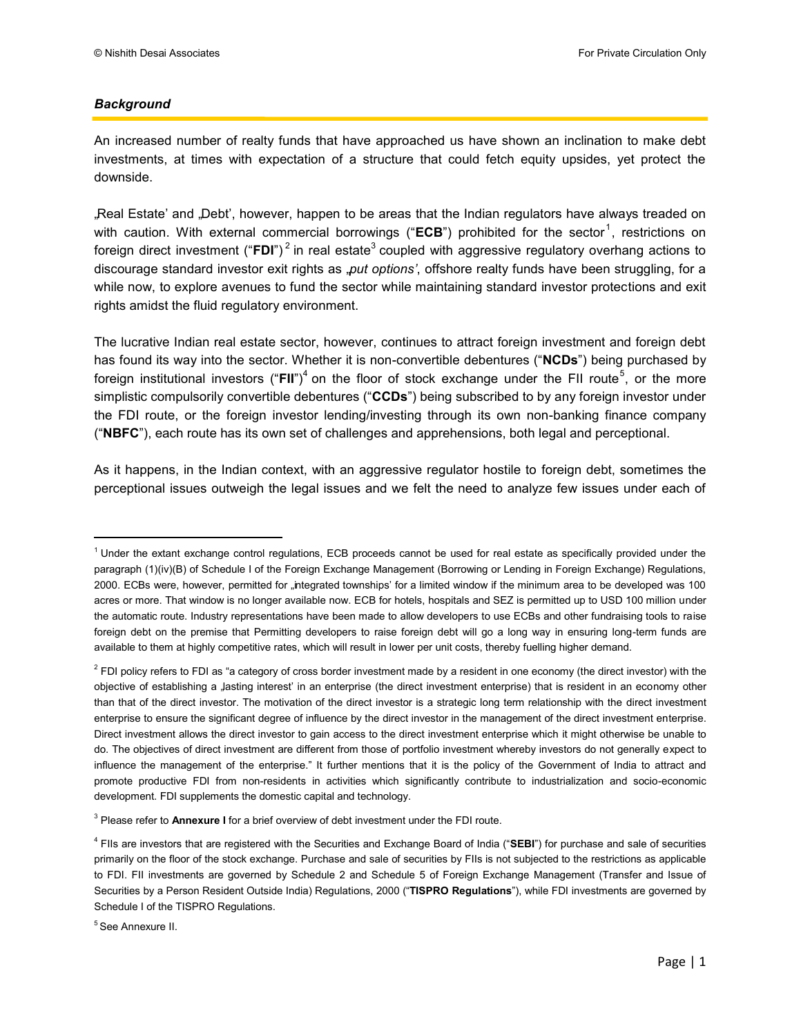### *Background*

An increased number of realty funds that have approached us have shown an inclination to make debt investments, at times with expectation of a structure that could fetch equity upsides, yet protect the downside.

„Real Estate' and „Debt', however, happen to be areas that the Indian regulators have always treaded on with caution. With external commercial borrowings ("**ECB**") prohibited for the sector[1], restrictions on foreign direct investment ("**FDI**")[2] in real estate[3] coupled with aggressive regulatory overhang actions to discourage standard investor exit rights as „*put options'*, offshore realty funds have been struggling, for a while now, to explore avenues to fund the sector while maintaining standard investor protections and exit rights amidst the fluid regulatory environment.

The lucrative Indian real estate sector, however, continues to attract foreign investment and foreign debt has found its way into the sector. Whether it is non-convertible debentures ("**NCDs**") being purchased by foreign institutional investors ("**FII**")[4] on the floor of stock exchange under the FII route[5], or the more simplistic compulsorily convertible debentures ("**CCDs**") being subscribed to by any foreign investor under the FDI route, or the foreign investor lending/investing through its own non-banking finance company ("**NBFC**"), each route has its own set of challenges and apprehensions, both legal and perceptional.

As it happens, in the Indian context, with an aggressive regulator hostile to foreign debt, sometimes the perceptional issues outweigh the legal issues and we felt the need to analyze few issues under each of

---

[1] Under the extant exchange control regulations, ECB proceeds cannot be used for real estate as specifically provided under the paragraph (1)(iv)(B) of Schedule I of the Foreign Exchange Management (Borrowing or Lending in Foreign Exchange) Regulations, 2000. ECBs were, however, permitted for „integrated townships' for a limited window if the minimum area to be developed was 100 acres or more. That window is no longer available now. ECB for hotels, hospitals and SEZ is permitted up to USD 100 million under the automatic route. Industry representations have been made to allow developers to use ECBs and other fundraising tools to raise foreign debt on the premise that Permitting developers to raise foreign debt will go a long way in ensuring long-term funds are available to them at highly competitive rates, which will result in lower per unit costs, thereby fuelling higher demand.

[2] FDI policy refers to FDI as "a category of cross border investment made by a resident in one economy (the direct investor) with the objective of establishing a ‚lasting interest' in an enterprise (the direct investment enterprise) that is resident in an economy other than that of the direct investor. The motivation of the direct investor is a strategic long term relationship with the direct investment enterprise to ensure the significant degree of influence by the direct investor in the management of the direct investment enterprise. Direct investment allows the direct investor to gain access to the direct investment enterprise which it might otherwise be unable to do. The objectives of direct investment are different from those of portfolio investment whereby investors do not generally expect to influence the management of the enterprise." It further mentions that it is the policy of the Government of India to attract and promote productive FDI from non-residents in activities which significantly contribute to industrialization and socio-economic development. FDI supplements the domestic capital and technology.

[3] Please refer to **Annexure I** for a brief overview of debt investment under the FDI route.

[4] FIIs are investors that are registered with the Securities and Exchange Board of India ("**SEBI**") for purchase and sale of securities primarily on the floor of the stock exchange. Purchase and sale of securities by FIIs is not subjected to the restrictions as applicable to FDI. FII investments are governed by Schedule 2 and Schedule 5 of Foreign Exchange Management (Transfer and Issue of Securities by a Person Resident Outside India) Regulations, 2000 ("**TISPRO Regulations**"), while FDI investments are governed by Schedule I of the TISPRO Regulations.

[5] See Annexure II.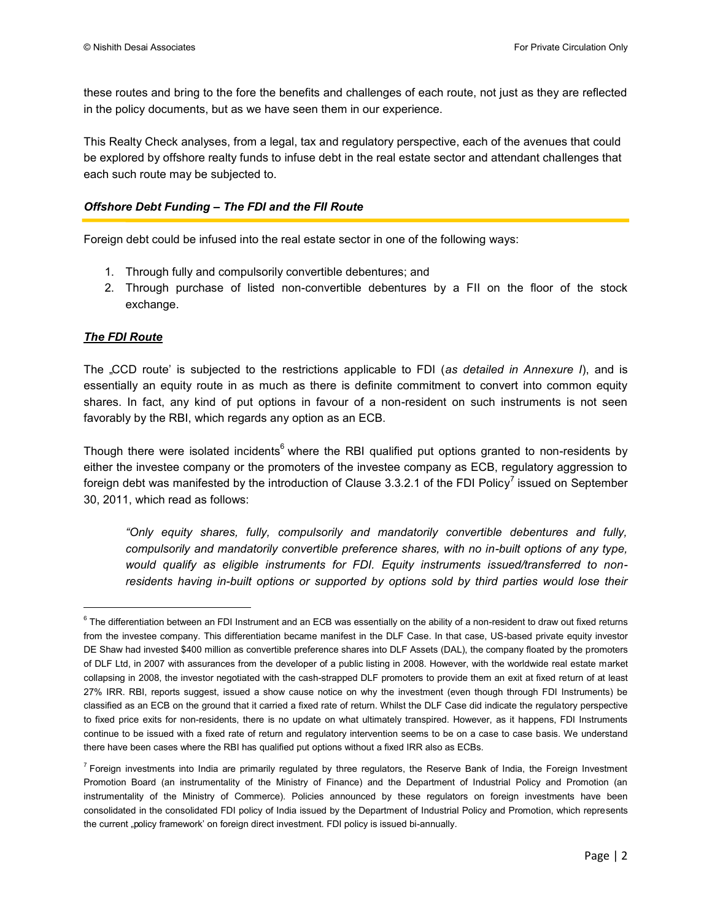these routes and bring to the fore the benefits and challenges of each route, not just as they are reflected in the policy documents, but as we have seen them in our experience.

This Realty Check analyses, from a legal, tax and regulatory perspective, each of the avenues that could be explored by offshore realty funds to infuse debt in the real estate sector and attendant challenges that each such route may be subjected to.

### *Offshore Debt Funding – The FDI and the FII Route*

Foreign debt could be infused into the real estate sector in one of the following ways:

1. Through fully and compulsorily convertible debentures; and
2. Through purchase of listed non-convertible debentures by a FII on the floor of the stock exchange.

#### ***The FDI Route***

The „CCD route' is subjected to the restrictions applicable to FDI (*as detailed in Annexure I*), and is essentially an equity route in as much as there is definite commitment to convert into common equity shares. In fact, any kind of put options in favour of a non-resident on such instruments is not seen favorably by the RBI, which regards any option as an ECB.

Though there were isolated incidents[6] where the RBI qualified put options granted to non-residents by either the investee company or the promoters of the investee company as ECB, regulatory aggression to foreign debt was manifested by the introduction of Clause 3.3.2.1 of the FDI Policy[7] issued on September 30, 2011, which read as follows:

> *"Only equity shares, fully, compulsorily and mandatorily convertible debentures and fully, compulsorily and mandatorily convertible preference shares, with no in-built options of any type, would qualify as eligible instruments for FDI. Equity instruments issued/transferred to non-residents having in-built options or supported by options sold by third parties would lose their*

---

[6] The differentiation between an FDI Instrument and an ECB was essentially on the ability of a non-resident to draw out fixed returns from the investee company. This differentiation became manifest in the DLF Case. In that case, US-based private equity investor DE Shaw had invested $400 million as convertible preference shares into DLF Assets (DAL), the company floated by the promoters of DLF Ltd, in 2007 with assurances from the developer of a public listing in 2008. However, with the worldwide real estate market collapsing in 2008, the investor negotiated with the cash-strapped DLF promoters to provide them an exit at fixed return of at least 27% IRR. RBI, reports suggest, issued a show cause notice on why the investment (even though through FDI Instruments) be classified as an ECB on the ground that it carried a fixed rate of return. Whilst the DLF Case did indicate the regulatory perspective to fixed price exits for non-residents, there is no update on what ultimately transpired. However, as it happens, FDI Instruments continue to be issued with a fixed rate of return and regulatory intervention seems to be on a case to case basis. We understand there have been cases where the RBI has qualified put options without a fixed IRR also as ECBs.

[7] Foreign investments into India are primarily regulated by three regulators, the Reserve Bank of India, the Foreign Investment Promotion Board (an instrumentality of the Ministry of Finance) and the Department of Industrial Policy and Promotion (an instrumentality of the Ministry of Commerce). Policies announced by these regulators on foreign investments have been consolidated in the consolidated FDI policy of India issued by the Department of Industrial Policy and Promotion, which represents the current „policy framework' on foreign direct investment. FDI policy is issued bi-annually.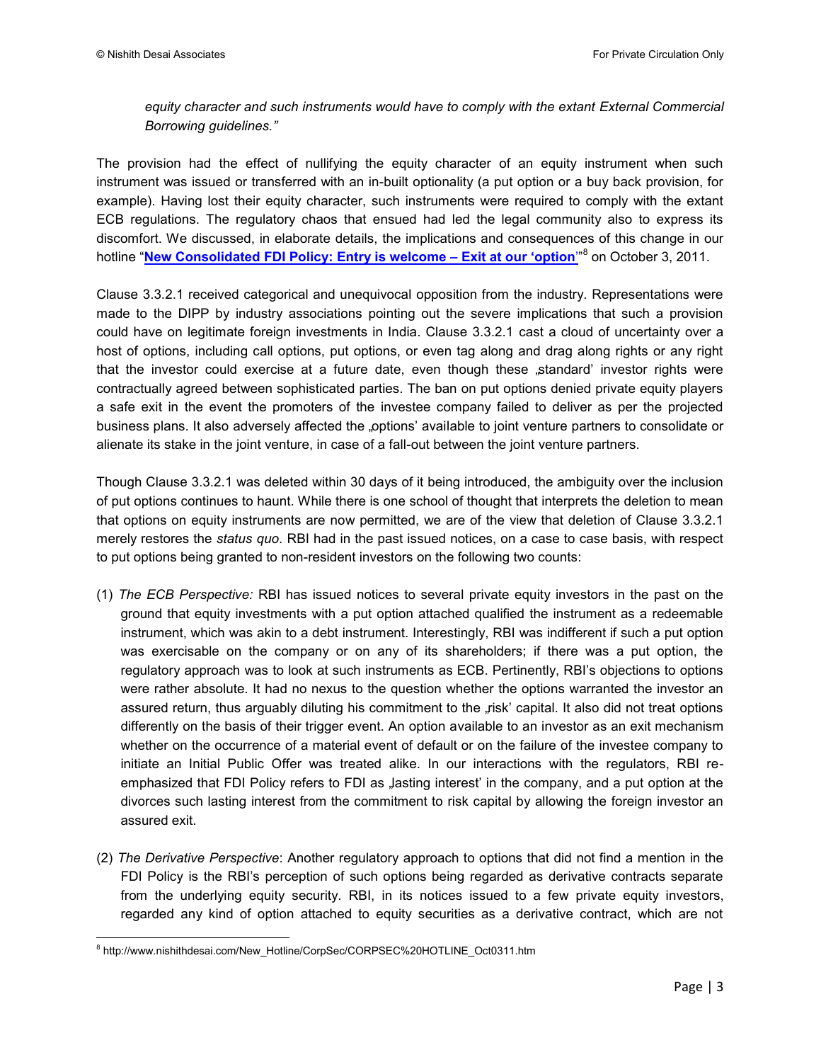*equity character and such instruments would have to comply with the extant External Commercial Borrowing guidelines."*

The provision had the effect of nullifying the equity character of an equity instrument when such instrument was issued or transferred with an in-built optionality (a put option or a buy back provision, for example). Having lost their equity character, such instruments were required to comply with the extant ECB regulations. The regulatory chaos that ensued had led the legal community also to express its discomfort. We discussed, in elaborate details, the implications and consequences of this change in our hotline "**New Consolidated FDI Policy: Entry is welcome – Exit at our 'option'**"[8] on October 3, 2011.

Clause 3.3.2.1 received categorical and unequivocal opposition from the industry. Representations were made to the DIPP by industry associations pointing out the severe implications that such a provision could have on legitimate foreign investments in India. Clause 3.3.2.1 cast a cloud of uncertainty over a host of options, including call options, put options, or even tag along and drag along rights or any right that the investor could exercise at a future date, even though these „standard' investor rights were contractually agreed between sophisticated parties. The ban on put options denied private equity players a safe exit in the event the promoters of the investee company failed to deliver as per the projected business plans. It also adversely affected the „options' available to joint venture partners to consolidate or alienate its stake in the joint venture, in case of a fall-out between the joint venture partners.

Though Clause 3.3.2.1 was deleted within 30 days of it being introduced, the ambiguity over the inclusion of put options continues to haunt. While there is one school of thought that interprets the deletion to mean that options on equity instruments are now permitted, we are of the view that deletion of Clause 3.3.2.1 merely restores the *status quo*. RBI had in the past issued notices, on a case to case basis, with respect to put options being granted to non-resident investors on the following two counts:

(1) *The ECB Perspective:* RBI has issued notices to several private equity investors in the past on the ground that equity investments with a put option attached qualified the instrument as a redeemable instrument, which was akin to a debt instrument. Interestingly, RBI was indifferent if such a put option was exercisable on the company or on any of its shareholders; if there was a put option, the regulatory approach was to look at such instruments as ECB. Pertinently, RBI's objections to options were rather absolute. It had no nexus to the question whether the options warranted the investor an assured return, thus arguably diluting his commitment to the „risk' capital. It also did not treat options differently on the basis of their trigger event. An option available to an investor as an exit mechanism whether on the occurrence of a material event of default or on the failure of the investee company to initiate an Initial Public Offer was treated alike. In our interactions with the regulators, RBI re-emphasized that FDI Policy refers to FDI as „lasting interest' in the company, and a put option at the divorces such lasting interest from the commitment to risk capital by allowing the foreign investor an assured exit.

(2) *The Derivative Perspective*: Another regulatory approach to options that did not find a mention in the FDI Policy is the RBI's perception of such options being regarded as derivative contracts separate from the underlying equity security. RBI, in its notices issued to a few private equity investors, regarded any kind of option attached to equity securities as a derivative contract, which are not

[8] http://www.nishithdesai.com/New_Hotline/CorpSec/CORPSEC%20HOTLINE_Oct0311.htm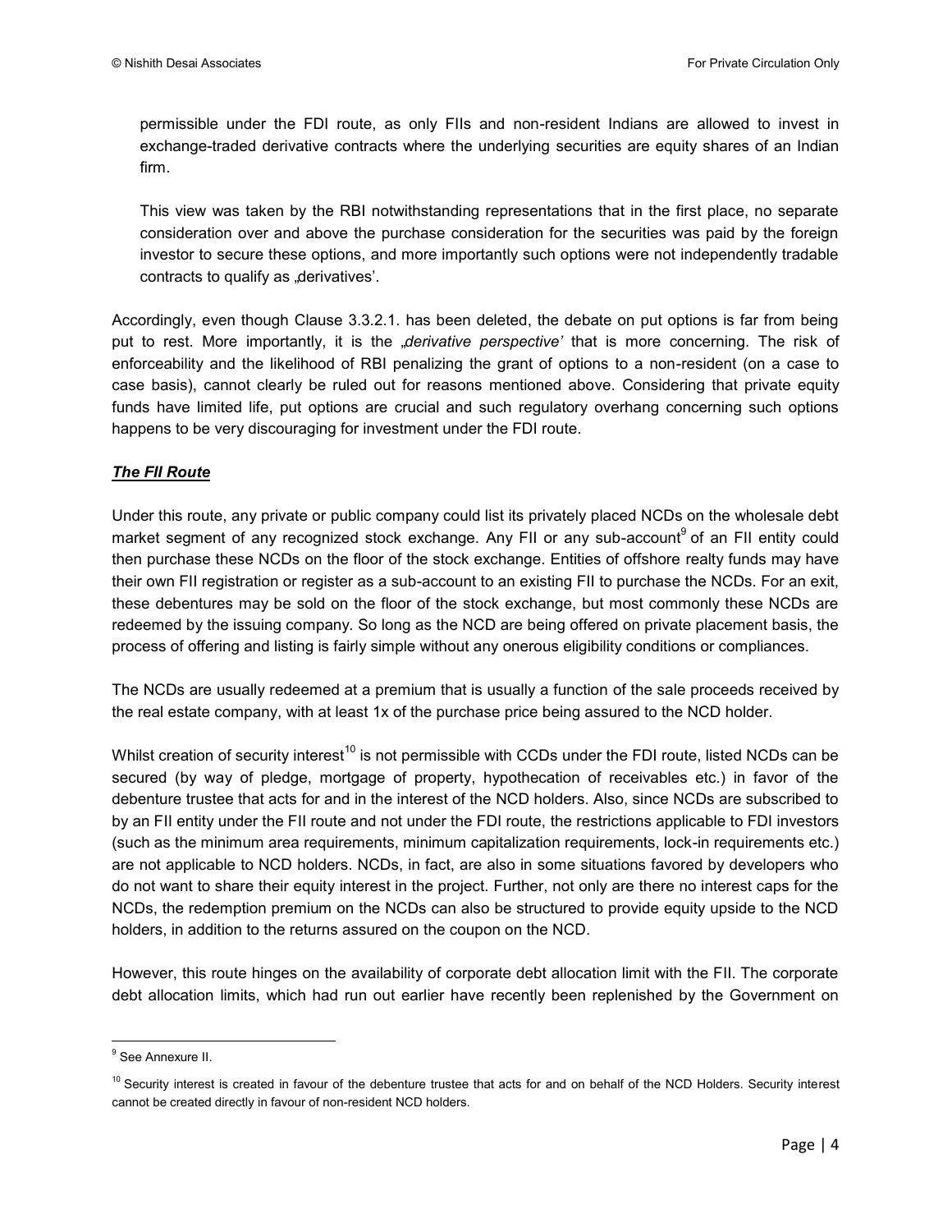permissible under the FDI route, as only FIIs and non-resident Indians are allowed to invest in exchange-traded derivative contracts where the underlying securities are equity shares of an Indian firm.

This view was taken by the RBI notwithstanding representations that in the first place, no separate consideration over and above the purchase consideration for the securities was paid by the foreign investor to secure these options, and more importantly such options were not independently tradable contracts to qualify as „derivatives'.

Accordingly, even though Clause 3.3.2.1. has been deleted, the debate on put options is far from being put to rest. More importantly, it is the *„derivative perspective'* that is more concerning. The risk of enforceability and the likelihood of RBI penalizing the grant of options to a non-resident (on a case to case basis), cannot clearly be ruled out for reasons mentioned above. Considering that private equity funds have limited life, put options are crucial and such regulatory overhang concerning such options happens to be very discouraging for investment under the FDI route.

***The FII Route***

Under this route, any private or public company could list its privately placed NCDs on the wholesale debt market segment of any recognized stock exchange. Any FII or any sub-account[9] of an FII entity could then purchase these NCDs on the floor of the stock exchange. Entities of offshore realty funds may have their own FII registration or register as a sub-account to an existing FII to purchase the NCDs. For an exit, these debentures may be sold on the floor of the stock exchange, but most commonly these NCDs are redeemed by the issuing company. So long as the NCD are being offered on private placement basis, the process of offering and listing is fairly simple without any onerous eligibility conditions or compliances.

The NCDs are usually redeemed at a premium that is usually a function of the sale proceeds received by the real estate company, with at least 1x of the purchase price being assured to the NCD holder.

Whilst creation of security interest[10] is not permissible with CCDs under the FDI route, listed NCDs can be secured (by way of pledge, mortgage of property, hypothecation of receivables etc.) in favor of the debenture trustee that acts for and in the interest of the NCD holders. Also, since NCDs are subscribed to by an FII entity under the FII route and not under the FDI route, the restrictions applicable to FDI investors (such as the minimum area requirements, minimum capitalization requirements, lock-in requirements etc.) are not applicable to NCD holders. NCDs, in fact, are also in some situations favored by developers who do not want to share their equity interest in the project. Further, not only are there no interest caps for the NCDs, the redemption premium on the NCDs can also be structured to provide equity upside to the NCD holders, in addition to the returns assured on the coupon on the NCD.

However, this route hinges on the availability of corporate debt allocation limit with the FII. The corporate debt allocation limits, which had run out earlier have recently been replenished by the Government on

---

[9] See Annexure II.

[10] Security interest is created in favour of the debenture trustee that acts for and on behalf of the NCD Holders. Security interest cannot be created directly in favour of non-resident NCD holders.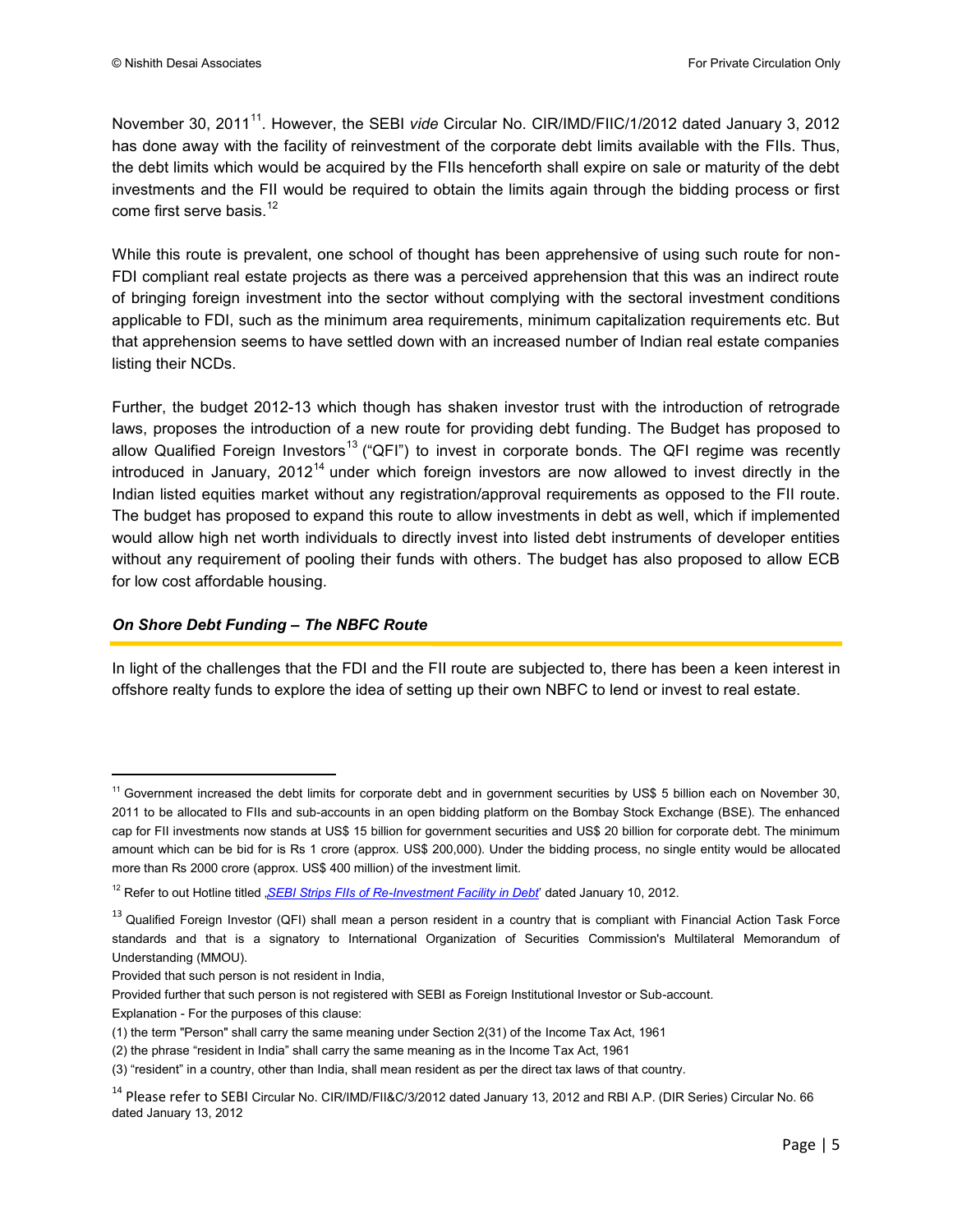November 30, 2011[11]. However, the SEBI *vide* Circular No. CIR/IMD/FIIC/1/2012 dated January 3, 2012 has done away with the facility of reinvestment of the corporate debt limits available with the FIIs. Thus, the debt limits which would be acquired by the FIIs henceforth shall expire on sale or maturity of the debt investments and the FII would be required to obtain the limits again through the bidding process or first come first serve basis.[12]

While this route is prevalent, one school of thought has been apprehensive of using such route for non-FDI compliant real estate projects as there was a perceived apprehension that this was an indirect route of bringing foreign investment into the sector without complying with the sectoral investment conditions applicable to FDI, such as the minimum area requirements, minimum capitalization requirements etc. But that apprehension seems to have settled down with an increased number of Indian real estate companies listing their NCDs.

Further, the budget 2012-13 which though has shaken investor trust with the introduction of retrograde laws, proposes the introduction of a new route for providing debt funding. The Budget has proposed to allow Qualified Foreign Investors[13] ("QFI") to invest in corporate bonds. The QFI regime was recently introduced in January, 2012[14] under which foreign investors are now allowed to invest directly in the Indian listed equities market without any registration/approval requirements as opposed to the FII route. The budget has proposed to expand this route to allow investments in debt as well, which if implemented would allow high net worth individuals to directly invest into listed debt instruments of developer entities without any requirement of pooling their funds with others. The budget has also proposed to allow ECB for low cost affordable housing.

### *On Shore Debt Funding – The NBFC Route*

In light of the challenges that the FDI and the FII route are subjected to, there has been a keen interest in offshore realty funds to explore the idea of setting up their own NBFC to lend or invest to real estate.

---

[11] Government increased the debt limits for corporate debt and in government securities by US$ 5 billion each on November 30, 2011 to be allocated to FIIs and sub-accounts in an open bidding platform on the Bombay Stock Exchange (BSE). The enhanced cap for FII investments now stands at US$ 15 billion for government securities and US$ 20 billion for corporate debt. The minimum amount which can be bid for is Rs 1 crore (approx. US$ 200,000). Under the bidding process, no single entity would be allocated more than Rs 2000 crore (approx. US$ 400 million) of the investment limit.

[12] Refer to out Hotline titled '*SEBI Strips FIIs of Re-Investment Facility in Debt*' dated January 10, 2012.

[13] Qualified Foreign Investor (QFI) shall mean a person resident in a country that is compliant with Financial Action Task Force standards and that is a signatory to International Organization of Securities Commission's Multilateral Memorandum of Understanding (MMOU).

Provided that such person is not resident in India,

Provided further that such person is not registered with SEBI as Foreign Institutional Investor or Sub-account.

Explanation - For the purposes of this clause:

(1) the term "Person" shall carry the same meaning under Section 2(31) of the Income Tax Act, 1961

(2) the phrase "resident in India" shall carry the same meaning as in the Income Tax Act, 1961

(3) "resident" in a country, other than India, shall mean resident as per the direct tax laws of that country.

[14] Please refer to SEBI Circular No. CIR/IMD/FII&C/3/2012 dated January 13, 2012 and RBI A.P. (DIR Series) Circular No. 66 dated January 13, 2012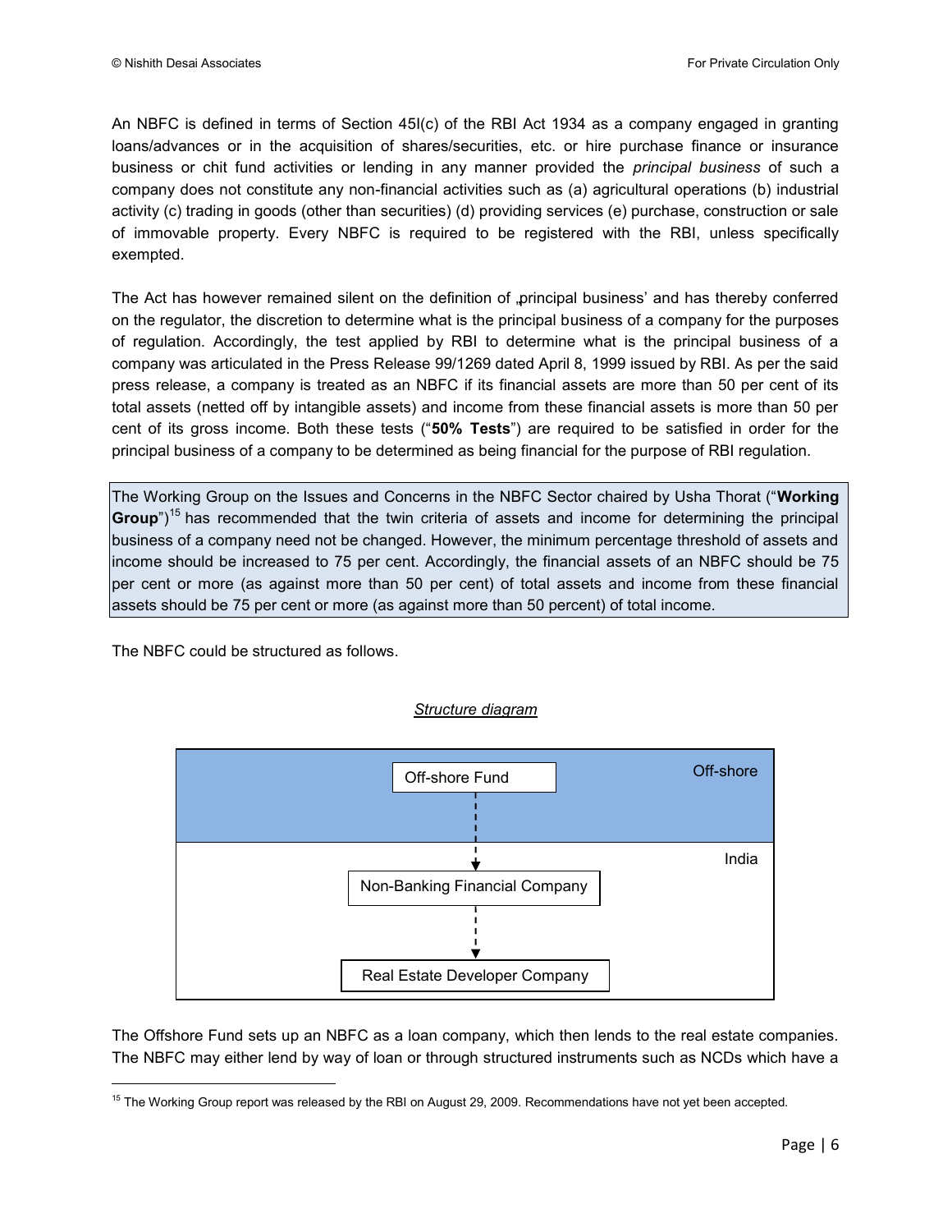An NBFC is defined in terms of Section 45I(c) of the RBI Act 1934 as a company engaged in granting loans/advances or in the acquisition of shares/securities, etc. or hire purchase finance or insurance business or chit fund activities or lending in any manner provided the *principal business* of such a company does not constitute any non-financial activities such as (a) agricultural operations (b) industrial activity (c) trading in goods (other than securities) (d) providing services (e) purchase, construction or sale of immovable property. Every NBFC is required to be registered with the RBI, unless specifically exempted.

The Act has however remained silent on the definition of „principal business' and has thereby conferred on the regulator, the discretion to determine what is the principal business of a company for the purposes of regulation. Accordingly, the test applied by RBI to determine what is the principal business of a company was articulated in the Press Release 99/1269 dated April 8, 1999 issued by RBI. As per the said press release, a company is treated as an NBFC if its financial assets are more than 50 per cent of its total assets (netted off by intangible assets) and income from these financial assets is more than 50 per cent of its gross income. Both these tests ("**50% Tests**") are required to be satisfied in order for the principal business of a company to be determined as being financial for the purpose of RBI regulation.

The Working Group on the Issues and Concerns in the NBFC Sector chaired by Usha Thorat ("**Working Group**")[15] has recommended that the twin criteria of assets and income for determining the principal business of a company need not be changed. However, the minimum percentage threshold of assets and income should be increased to 75 per cent. Accordingly, the financial assets of an NBFC should be 75 per cent or more (as against more than 50 per cent) of total assets and income from these financial assets should be 75 per cent or more (as against more than 50 percent) of total income.

The NBFC could be structured as follows.

*Structure diagram*

Off-shore: Off-shore Fund

India: Non-Banking Financial Company → Real Estate Developer Company

The Offshore Fund sets up an NBFC as a loan company, which then lends to the real estate companies. The NBFC may either lend by way of loan or through structured instruments such as NCDs which have a

[15] The Working Group report was released by the RBI on August 29, 2009. Recommendations have not yet been accepted.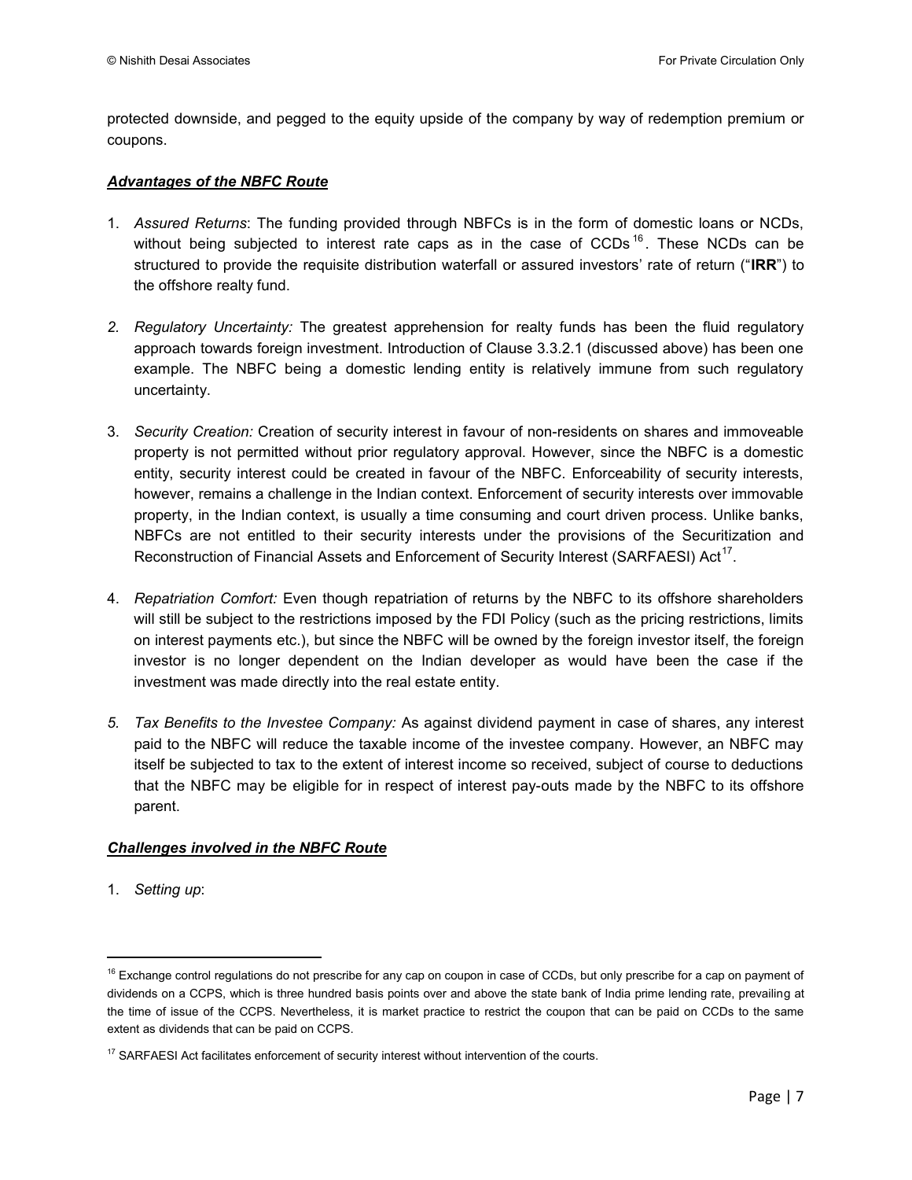protected downside, and pegged to the equity upside of the company by way of redemption premium or coupons.

***Advantages of the NBFC Route***

1. *Assured Returns*: The funding provided through NBFCs is in the form of domestic loans or NCDs, without being subjected to interest rate caps as in the case of CCDs[16]. These NCDs can be structured to provide the requisite distribution waterfall or assured investors' rate of return ("**IRR**") to the offshore realty fund.

2. *Regulatory Uncertainty:* The greatest apprehension for realty funds has been the fluid regulatory approach towards foreign investment. Introduction of Clause 3.3.2.1 (discussed above) has been one example. The NBFC being a domestic lending entity is relatively immune from such regulatory uncertainty.

3. *Security Creation:* Creation of security interest in favour of non-residents on shares and immoveable property is not permitted without prior regulatory approval. However, since the NBFC is a domestic entity, security interest could be created in favour of the NBFC. Enforceability of security interests, however, remains a challenge in the Indian context. Enforcement of security interests over immovable property, in the Indian context, is usually a time consuming and court driven process. Unlike banks, NBFCs are not entitled to their security interests under the provisions of the Securitization and Reconstruction of Financial Assets and Enforcement of Security Interest (SARFAESI) Act[17].

4. *Repatriation Comfort:* Even though repatriation of returns by the NBFC to its offshore shareholders will still be subject to the restrictions imposed by the FDI Policy (such as the pricing restrictions, limits on interest payments etc.), but since the NBFC will be owned by the foreign investor itself, the foreign investor is no longer dependent on the Indian developer as would have been the case if the investment was made directly into the real estate entity.

5. *Tax Benefits to the Investee Company:* As against dividend payment in case of shares, any interest paid to the NBFC will reduce the taxable income of the investee company. However, an NBFC may itself be subjected to tax to the extent of interest income so received, subject of course to deductions that the NBFC may be eligible for in respect of interest pay-outs made by the NBFC to its offshore parent.

***Challenges involved in the NBFC Route***

1. *Setting up*:

---

[16] Exchange control regulations do not prescribe for any cap on coupon in case of CCDs, but only prescribe for a cap on payment of dividends on a CCPS, which is three hundred basis points over and above the state bank of India prime lending rate, prevailing at the time of issue of the CCPS. Nevertheless, it is market practice to restrict the coupon that can be paid on CCDs to the same extent as dividends that can be paid on CCPS.

[17] SARFAESI Act facilitates enforcement of security interest without intervention of the courts.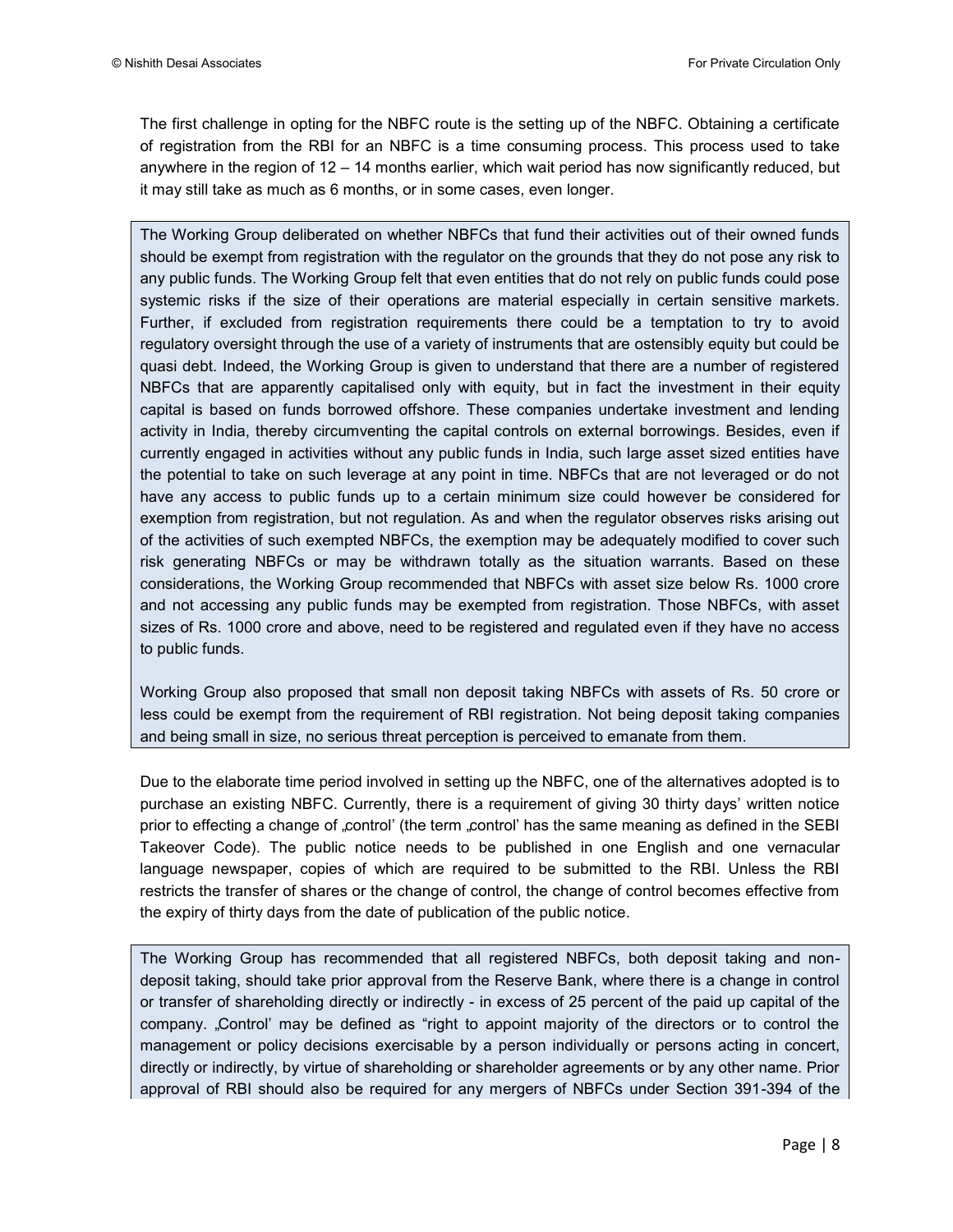The first challenge in opting for the NBFC route is the setting up of the NBFC. Obtaining a certificate of registration from the RBI for an NBFC is a time consuming process. This process used to take anywhere in the region of 12 – 14 months earlier, which wait period has now significantly reduced, but it may still take as much as 6 months, or in some cases, even longer.

> The Working Group deliberated on whether NBFCs that fund their activities out of their owned funds should be exempt from registration with the regulator on the grounds that they do not pose any risk to any public funds. The Working Group felt that even entities that do not rely on public funds could pose systemic risks if the size of their operations are material especially in certain sensitive markets. Further, if excluded from registration requirements there could be a temptation to try to avoid regulatory oversight through the use of a variety of instruments that are ostensibly equity but could be quasi debt. Indeed, the Working Group is given to understand that there are a number of registered NBFCs that are apparently capitalised only with equity, but in fact the investment in their equity capital is based on funds borrowed offshore. These companies undertake investment and lending activity in India, thereby circumventing the capital controls on external borrowings. Besides, even if currently engaged in activities without any public funds in India, such large asset sized entities have the potential to take on such leverage at any point in time. NBFCs that are not leveraged or do not have any access to public funds up to a certain minimum size could however be considered for exemption from registration, but not regulation. As and when the regulator observes risks arising out of the activities of such exempted NBFCs, the exemption may be adequately modified to cover such risk generating NBFCs or may be withdrawn totally as the situation warrants. Based on these considerations, the Working Group recommended that NBFCs with asset size below Rs. 1000 crore and not accessing any public funds may be exempted from registration. Those NBFCs, with asset sizes of Rs. 1000 crore and above, need to be registered and regulated even if they have no access to public funds.
>
> Working Group also proposed that small non deposit taking NBFCs with assets of Rs. 50 crore or less could be exempt from the requirement of RBI registration. Not being deposit taking companies and being small in size, no serious threat perception is perceived to emanate from them.

Due to the elaborate time period involved in setting up the NBFC, one of the alternatives adopted is to purchase an existing NBFC. Currently, there is a requirement of giving 30 thirty days' written notice prior to effecting a change of „control' (the term „control' has the same meaning as defined in the SEBI Takeover Code). The public notice needs to be published in one English and one vernacular language newspaper, copies of which are required to be submitted to the RBI. Unless the RBI restricts the transfer of shares or the change of control, the change of control becomes effective from the expiry of thirty days from the date of publication of the public notice.

> The Working Group has recommended that all registered NBFCs, both deposit taking and non-deposit taking, should take prior approval from the Reserve Bank, where there is a change in control or transfer of shareholding directly or indirectly - in excess of 25 percent of the paid up capital of the company. „Control' may be defined as "right to appoint majority of the directors or to control the management or policy decisions exercisable by a person individually or persons acting in concert, directly or indirectly, by virtue of shareholding or shareholder agreements or by any other name. Prior approval of RBI should also be required for any mergers of NBFCs under Section 391-394 of the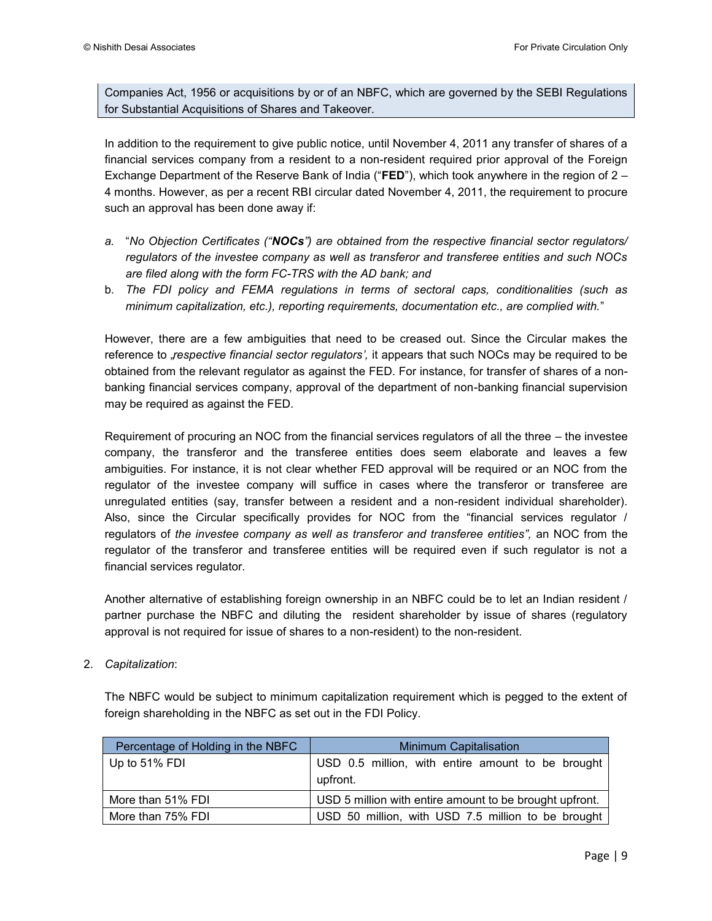Companies Act, 1956 or acquisitions by or of an NBFC, which are governed by the SEBI Regulations for Substantial Acquisitions of Shares and Takeover.

In addition to the requirement to give public notice, until November 4, 2011 any transfer of shares of a financial services company from a resident to a non-resident required prior approval of the Foreign Exchange Department of the Reserve Bank of India ("**FED**"), which took anywhere in the region of 2 – 4 months. However, as per a recent RBI circular dated November 4, 2011, the requirement to procure such an approval has been done away if:

a. "*No Objection Certificates ("**NOCs**") are obtained from the respective financial sector regulators/ regulators of the investee company as well as transferor and transferee entities and such NOCs are filed along with the form FC-TRS with the AD bank; and*
b. *The FDI policy and FEMA regulations in terms of sectoral caps, conditionalities (such as minimum capitalization, etc.), reporting requirements, documentation etc., are complied with.*"

However, there are a few ambiguities that need to be creased out. Since the Circular makes the reference to *„respective financial sector regulators',* it appears that such NOCs may be required to be obtained from the relevant regulator as against the FED. For instance, for transfer of shares of a non-banking financial services company, approval of the department of non-banking financial supervision may be required as against the FED.

Requirement of procuring an NOC from the financial services regulators of all the three – the investee company, the transferor and the transferee entities does seem elaborate and leaves a few ambiguities. For instance, it is not clear whether FED approval will be required or an NOC from the regulator of the investee company will suffice in cases where the transferor or transferee are unregulated entities (say, transfer between a resident and a non-resident individual shareholder). Also, since the Circular specifically provides for NOC from the "financial services regulator / regulators of *the investee company as well as transferor and transferee entities",* an NOC from the regulator of the transferor and transferee entities will be required even if such regulator is not a financial services regulator.

Another alternative of establishing foreign ownership in an NBFC could be to let an Indian resident / partner purchase the NBFC and diluting the resident shareholder by issue of shares (regulatory approval is not required for issue of shares to a non-resident) to the non-resident.

2. *Capitalization*:

The NBFC would be subject to minimum capitalization requirement which is pegged to the extent of foreign shareholding in the NBFC as set out in the FDI Policy.

| Percentage of Holding in the NBFC | Minimum Capitalisation |
|---|---|
| Up to 51% FDI | USD 0.5 million, with entire amount to be brought upfront. |
| More than 51% FDI | USD 5 million with entire amount to be brought upfront. |
| More than 75% FDI | USD 50 million, with USD 7.5 million to be brought |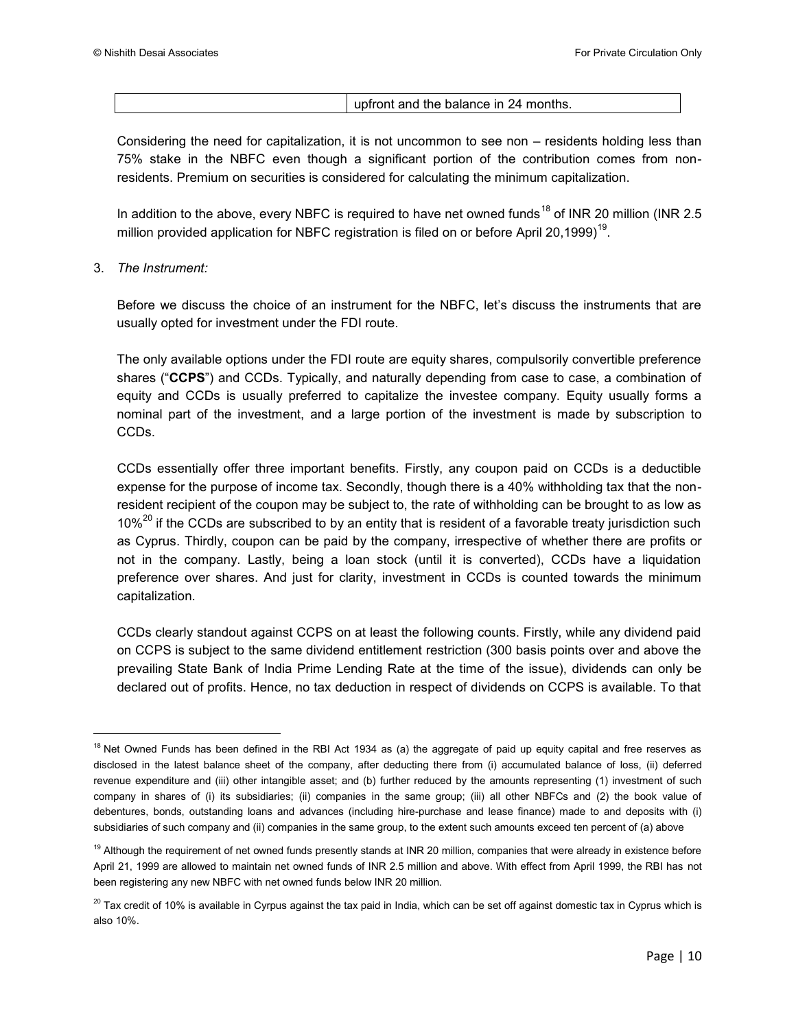|  | upfront and the balance in 24 months. |
|---|---|

Considering the need for capitalization, it is not uncommon to see non – residents holding less than 75% stake in the NBFC even though a significant portion of the contribution comes from non-residents. Premium on securities is considered for calculating the minimum capitalization.

In addition to the above, every NBFC is required to have net owned funds[18] of INR 20 million (INR 2.5 million provided application for NBFC registration is filed on or before April 20,1999)[19].

3. *The Instrument:*

   Before we discuss the choice of an instrument for the NBFC, let's discuss the instruments that are usually opted for investment under the FDI route.

   The only available options under the FDI route are equity shares, compulsorily convertible preference shares ("**CCPS**") and CCDs. Typically, and naturally depending from case to case, a combination of equity and CCDs is usually preferred to capitalize the investee company. Equity usually forms a nominal part of the investment, and a large portion of the investment is made by subscription to CCDs.

   CCDs essentially offer three important benefits. Firstly, any coupon paid on CCDs is a deductible expense for the purpose of income tax. Secondly, though there is a 40% withholding tax that the non-resident recipient of the coupon may be subject to, the rate of withholding can be brought to as low as 10%[20] if the CCDs are subscribed to by an entity that is resident of a favorable treaty jurisdiction such as Cyprus. Thirdly, coupon can be paid by the company, irrespective of whether there are profits or not in the company. Lastly, being a loan stock (until it is converted), CCDs have a liquidation preference over shares. And just for clarity, investment in CCDs is counted towards the minimum capitalization.

   CCDs clearly standout against CCPS on at least the following counts. Firstly, while any dividend paid on CCPS is subject to the same dividend entitlement restriction (300 basis points over and above the prevailing State Bank of India Prime Lending Rate at the time of the issue), dividends can only be declared out of profits. Hence, no tax deduction in respect of dividends on CCPS is available. To that

[18] Net Owned Funds has been defined in the RBI Act 1934 as (a) the aggregate of paid up equity capital and free reserves as disclosed in the latest balance sheet of the company, after deducting there from (i) accumulated balance of loss, (ii) deferred revenue expenditure and (iii) other intangible asset; and (b) further reduced by the amounts representing (1) investment of such company in shares of (i) its subsidiaries; (ii) companies in the same group; (iii) all other NBFCs and (2) the book value of debentures, bonds, outstanding loans and advances (including hire-purchase and lease finance) made to and deposits with (i) subsidiaries of such company and (ii) companies in the same group, to the extent such amounts exceed ten percent of (a) above

[19] Although the requirement of net owned funds presently stands at INR 20 million, companies that were already in existence before April 21, 1999 are allowed to maintain net owned funds of INR 2.5 million and above. With effect from April 1999, the RBI has not been registering any new NBFC with net owned funds below INR 20 million.

[20] Tax credit of 10% is available in Cyprus against the tax paid in India, which can be set off against domestic tax in Cyprus which is also 10%.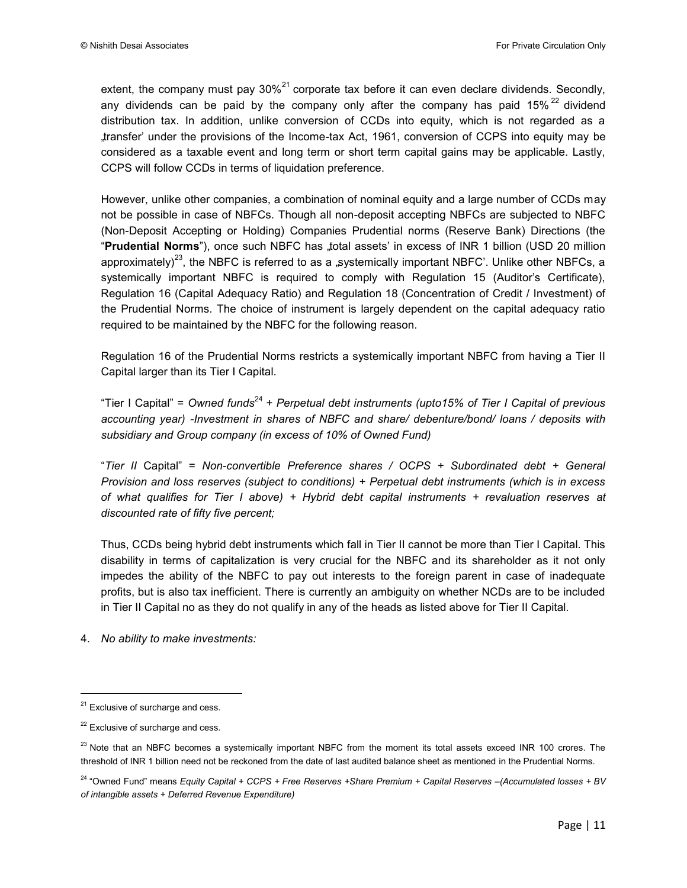extent, the company must pay 30%[21] corporate tax before it can even declare dividends. Secondly, any dividends can be paid by the company only after the company has paid 15%[22] dividend distribution tax. In addition, unlike conversion of CCDs into equity, which is not regarded as a „transfer' under the provisions of the Income-tax Act, 1961, conversion of CCPS into equity may be considered as a taxable event and long term or short term capital gains may be applicable. Lastly, CCPS will follow CCDs in terms of liquidation preference.

However, unlike other companies, a combination of nominal equity and a large number of CCDs may not be possible in case of NBFCs. Though all non-deposit accepting NBFCs are subjected to NBFC (Non-Deposit Accepting or Holding) Companies Prudential norms (Reserve Bank) Directions (the "**Prudential Norms**"), once such NBFC has „total assets' in excess of INR 1 billion (USD 20 million approximately)[23], the NBFC is referred to as a „systemically important NBFC'. Unlike other NBFCs, a systemically important NBFC is required to comply with Regulation 15 (Auditor's Certificate), Regulation 16 (Capital Adequacy Ratio) and Regulation 18 (Concentration of Credit / Investment) of the Prudential Norms. The choice of instrument is largely dependent on the capital adequacy ratio required to be maintained by the NBFC for the following reason.

Regulation 16 of the Prudential Norms restricts a systemically important NBFC from having a Tier II Capital larger than its Tier I Capital.

"Tier I Capital" = *Owned funds*[24] + *Perpetual debt instruments (upto15% of Tier I Capital of previous accounting year) -Investment in shares of NBFC and share/ debenture/bond/ loans / deposits with subsidiary and Group company (in excess of 10% of Owned Fund)*

"*Tier II* Capital" = *Non-convertible Preference shares / OCPS + Subordinated debt + General Provision and loss reserves (subject to conditions) + Perpetual debt instruments (which is in excess of what qualifies for Tier I above) + Hybrid debt capital instruments + revaluation reserves at discounted rate of fifty five percent;*

Thus, CCDs being hybrid debt instruments which fall in Tier II cannot be more than Tier I Capital. This disability in terms of capitalization is very crucial for the NBFC and its shareholder as it not only impedes the ability of the NBFC to pay out interests to the foreign parent in case of inadequate profits, but is also tax inefficient. There is currently an ambiguity on whether NCDs are to be included in Tier II Capital no as they do not qualify in any of the heads as listed above for Tier II Capital.

4. *No ability to make investments:*

---

[21] Exclusive of surcharge and cess.

[22] Exclusive of surcharge and cess.

[23] Note that an NBFC becomes a systemically important NBFC from the moment its total assets exceed INR 100 crores. The threshold of INR 1 billion need not be reckoned from the date of last audited balance sheet as mentioned in the Prudential Norms.

[24] "Owned Fund" means *Equity Capital + CCPS + Free Reserves +Share Premium + Capital Reserves –(Accumulated losses + BV of intangible assets + Deferred Revenue Expenditure)*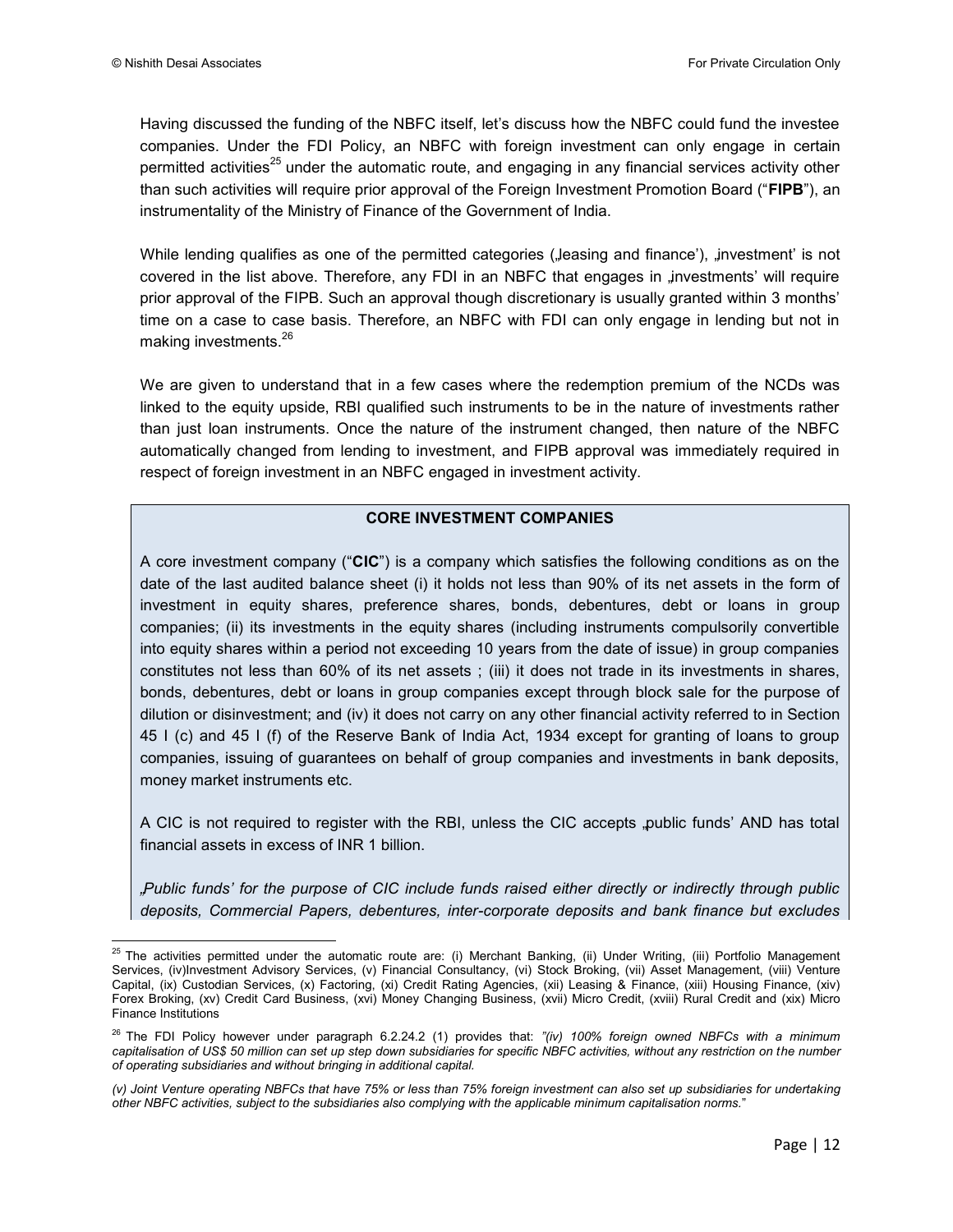Having discussed the funding of the NBFC itself, let's discuss how the NBFC could fund the investee companies. Under the FDI Policy, an NBFC with foreign investment can only engage in certain permitted activities[25] under the automatic route, and engaging in any financial services activity other than such activities will require prior approval of the Foreign Investment Promotion Board ("**FIPB**"), an instrumentality of the Ministry of Finance of the Government of India.

While lending qualifies as one of the permitted categories („leasing and finance'), „investment' is not covered in the list above. Therefore, any FDI in an NBFC that engages in „investments' will require prior approval of the FIPB. Such an approval though discretionary is usually granted within 3 months' time on a case to case basis. Therefore, an NBFC with FDI can only engage in lending but not in making investments.[26]

We are given to understand that in a few cases where the redemption premium of the NCDs was linked to the equity upside, RBI qualified such instruments to be in the nature of investments rather than just loan instruments. Once the nature of the instrument changed, then nature of the NBFC automatically changed from lending to investment, and FIPB approval was immediately required in respect of foreign investment in an NBFC engaged in investment activity.

**CORE INVESTMENT COMPANIES**

A core investment company ("**CIC**") is a company which satisfies the following conditions as on the date of the last audited balance sheet (i) it holds not less than 90% of its net assets in the form of investment in equity shares, preference shares, bonds, debentures, debt or loans in group companies; (ii) its investments in the equity shares (including instruments compulsorily convertible into equity shares within a period not exceeding 10 years from the date of issue) in group companies constitutes not less than 60% of its net assets ; (iii) it does not trade in its investments in shares, bonds, debentures, debt or loans in group companies except through block sale for the purpose of dilution or disinvestment; and (iv) it does not carry on any other financial activity referred to in Section 45 I (c) and 45 I (f) of the Reserve Bank of India Act, 1934 except for granting of loans to group companies, issuing of guarantees on behalf of group companies and investments in bank deposits, money market instruments etc.

A CIC is not required to register with the RBI, unless the CIC accepts „public funds' AND has total financial assets in excess of INR 1 billion.

*„Public funds' for the purpose of CIC include funds raised either directly or indirectly through public deposits, Commercial Papers, debentures, inter-corporate deposits and bank finance but excludes*

---

[25] The activities permitted under the automatic route are: (i) Merchant Banking, (ii) Under Writing, (iii) Portfolio Management Services, (iv)Investment Advisory Services, (v) Financial Consultancy, (vi) Stock Broking, (vii) Asset Management, (viii) Venture Capital, (ix) Custodian Services, (x) Factoring, (xi) Credit Rating Agencies, (xii) Leasing & Finance, (xiii) Housing Finance, (xiv) Forex Broking, (xv) Credit Card Business, (xvi) Money Changing Business, (xvii) Micro Credit, (xviii) Rural Credit and (xix) Micro Finance Institutions

[26] The FDI Policy however under paragraph 6.2.24.2 (1) provides that: *"(iv) 100% foreign owned NBFCs with a minimum capitalisation of US$ 50 million can set up step down subsidiaries for specific NBFC activities, without any restriction on the number of operating subsidiaries and without bringing in additional capital.*

*(v) Joint Venture operating NBFCs that have 75% or less than 75% foreign investment can also set up subsidiaries for undertaking other NBFC activities, subject to the subsidiaries also complying with the applicable minimum capitalisation norms.*"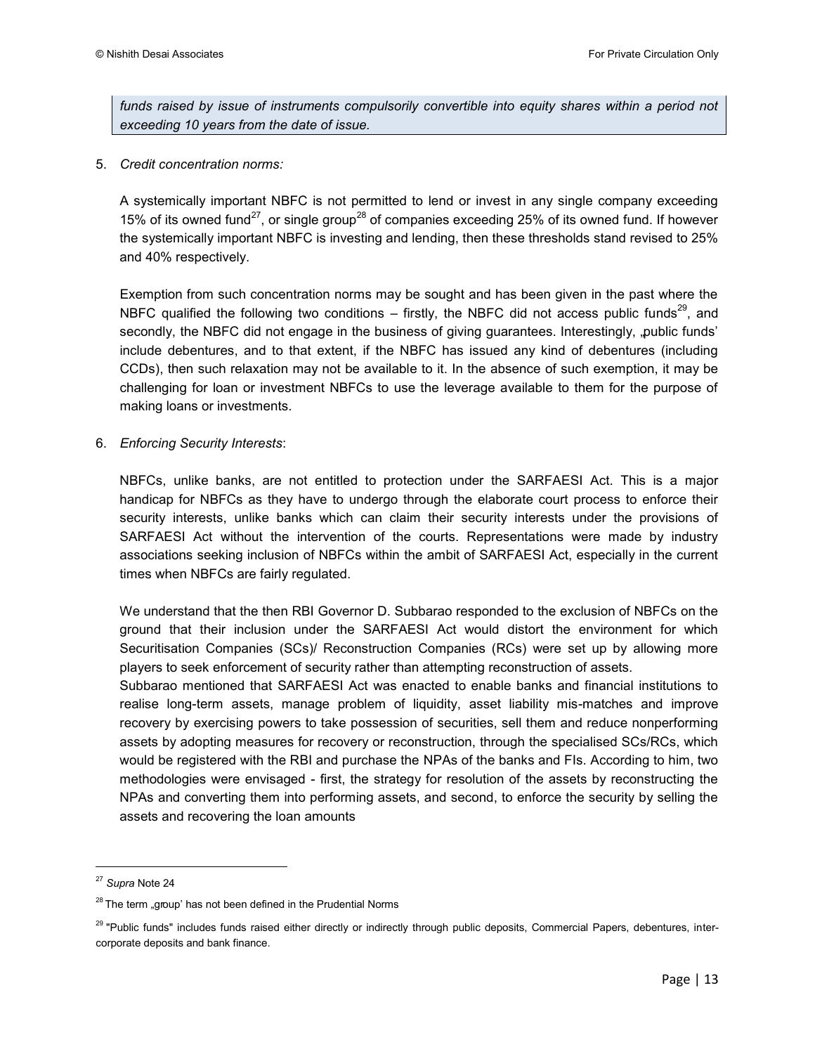*funds raised by issue of instruments compulsorily convertible into equity shares within a period not exceeding 10 years from the date of issue.*

5. *Credit concentration norms:*

   A systemically important NBFC is not permitted to lend or invest in any single company exceeding 15% of its owned fund[27], or single group[28] of companies exceeding 25% of its owned fund. If however the systemically important NBFC is investing and lending, then these thresholds stand revised to 25% and 40% respectively.

   Exemption from such concentration norms may be sought and has been given in the past where the NBFC qualified the following two conditions – firstly, the NBFC did not access public funds[29], and secondly, the NBFC did not engage in the business of giving guarantees. Interestingly, „public funds' include debentures, and to that extent, if the NBFC has issued any kind of debentures (including CCDs), then such relaxation may not be available to it. In the absence of such exemption, it may be challenging for loan or investment NBFCs to use the leverage available to them for the purpose of making loans or investments.

6. *Enforcing Security Interests*:

   NBFCs, unlike banks, are not entitled to protection under the SARFAESI Act. This is a major handicap for NBFCs as they have to undergo through the elaborate court process to enforce their security interests, unlike banks which can claim their security interests under the provisions of SARFAESI Act without the intervention of the courts. Representations were made by industry associations seeking inclusion of NBFCs within the ambit of SARFAESI Act, especially in the current times when NBFCs are fairly regulated.

   We understand that the then RBI Governor D. Subbarao responded to the exclusion of NBFCs on the ground that their inclusion under the SARFAESI Act would distort the environment for which Securitisation Companies (SCs)/ Reconstruction Companies (RCs) were set up by allowing more players to seek enforcement of security rather than attempting reconstruction of assets.
   Subbarao mentioned that SARFAESI Act was enacted to enable banks and financial institutions to realise long-term assets, manage problem of liquidity, asset liability mis-matches and improve recovery by exercising powers to take possession of securities, sell them and reduce nonperforming assets by adopting measures for recovery or reconstruction, through the specialised SCs/RCs, which would be registered with the RBI and purchase the NPAs of the banks and FIs. According to him, two methodologies were envisaged - first, the strategy for resolution of the assets by reconstructing the NPAs and converting them into performing assets, and second, to enforce the security by selling the assets and recovering the loan amounts

---

[27] *Supra* Note 24

[28] The term „group' has not been defined in the Prudential Norms

[29] "Public funds" includes funds raised either directly or indirectly through public deposits, Commercial Papers, debentures, inter-corporate deposits and bank finance.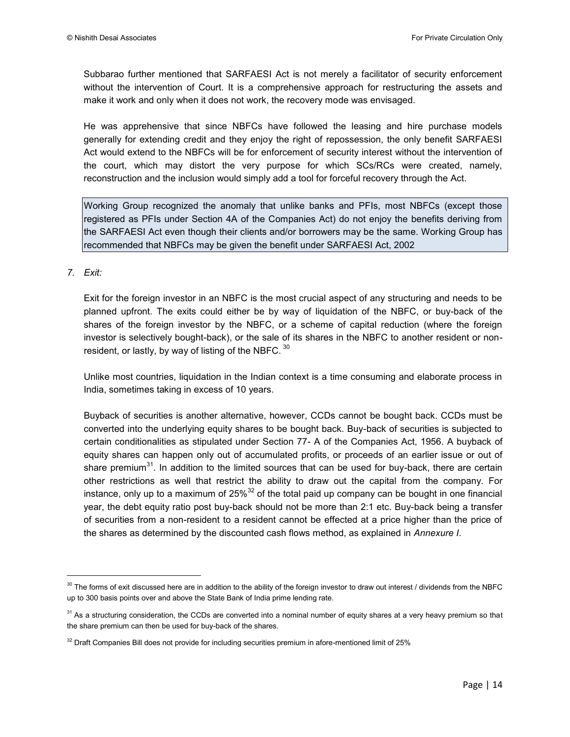Subbarao further mentioned that SARFAESI Act is not merely a facilitator of security enforcement without the intervention of Court. It is a comprehensive approach for restructuring the assets and make it work and only when it does not work, the recovery mode was envisaged.

He was apprehensive that since NBFCs have followed the leasing and hire purchase models generally for extending credit and they enjoy the right of repossession, the only benefit SARFAESI Act would extend to the NBFCs will be for enforcement of security interest without the intervention of the court, which may distort the very purpose for which SCs/RCs were created, namely, reconstruction and the inclusion would simply add a tool for forceful recovery through the Act.

> Working Group recognized the anomaly that unlike banks and PFIs, most NBFCs (except those registered as PFIs under Section 4A of the Companies Act) do not enjoy the benefits deriving from the SARFAESI Act even though their clients and/or borrowers may be the same. Working Group has recommended that NBFCs may be given the benefit under SARFAESI Act, 2002

7. *Exit:*

Exit for the foreign investor in an NBFC is the most crucial aspect of any structuring and needs to be planned upfront. The exits could either be by way of liquidation of the NBFC, or buy-back of the shares of the foreign investor by the NBFC, or a scheme of capital reduction (where the foreign investor is selectively bought-back), or the sale of its shares in the NBFC to another resident or non-resident, or lastly, by way of listing of the NBFC. [30]

Unlike most countries, liquidation in the Indian context is a time consuming and elaborate process in India, sometimes taking in excess of 10 years.

Buyback of securities is another alternative, however, CCDs cannot be bought back. CCDs must be converted into the underlying equity shares to be bought back. Buy-back of securities is subjected to certain conditionalities as stipulated under Section 77- A of the Companies Act, 1956. A buyback of equity shares can happen only out of accumulated profits, or proceeds of an earlier issue or out of share premium[31]. In addition to the limited sources that can be used for buy-back, there are certain other restrictions as well that restrict the ability to draw out the capital from the company. For instance, only up to a maximum of 25%[32] of the total paid up company can be bought in one financial year, the debt equity ratio post buy-back should not be more than 2:1 etc. Buy-back being a transfer of securities from a non-resident to a resident cannot be effected at a price higher than the price of the shares as determined by the discounted cash flows method, as explained in *Annexure I*.

---

[30] The forms of exit discussed here are in addition to the ability of the foreign investor to draw out interest / dividends from the NBFC up to 300 basis points over and above the State Bank of India prime lending rate.

[31] As a structuring consideration, the CCDs are converted into a nominal number of equity shares at a very heavy premium so that the share premium can then be used for buy-back of the shares.

[32] Draft Companies Bill does not provide for including securities premium in afore-mentioned limit of 25%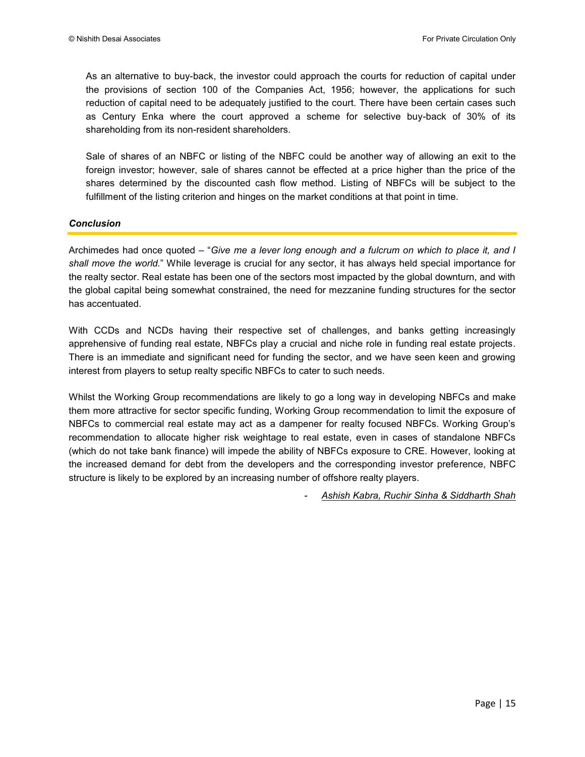As an alternative to buy-back, the investor could approach the courts for reduction of capital under the provisions of section 100 of the Companies Act, 1956; however, the applications for such reduction of capital need to be adequately justified to the court. There have been certain cases such as Century Enka where the court approved a scheme for selective buy-back of 30% of its shareholding from its non-resident shareholders.

Sale of shares of an NBFC or listing of the NBFC could be another way of allowing an exit to the foreign investor; however, sale of shares cannot be effected at a price higher than the price of the shares determined by the discounted cash flow method. Listing of NBFCs will be subject to the fulfillment of the listing criterion and hinges on the market conditions at that point in time.

### ***Conclusion***

Archimedes had once quoted – "*Give me a lever long enough and a fulcrum on which to place it, and I shall move the world.*" While leverage is crucial for any sector, it has always held special importance for the realty sector. Real estate has been one of the sectors most impacted by the global downturn, and with the global capital being somewhat constrained, the need for mezzanine funding structures for the sector has accentuated.

With CCDs and NCDs having their respective set of challenges, and banks getting increasingly apprehensive of funding real estate, NBFCs play a crucial and niche role in funding real estate projects. There is an immediate and significant need for funding the sector, and we have seen keen and growing interest from players to setup realty specific NBFCs to cater to such needs.

Whilst the Working Group recommendations are likely to go a long way in developing NBFCs and make them more attractive for sector specific funding, Working Group recommendation to limit the exposure of NBFCs to commercial real estate may act as a dampener for realty focused NBFCs. Working Group's recommendation to allocate higher risk weightage to real estate, even in cases of standalone NBFCs (which do not take bank finance) will impede the ability of NBFCs exposure to CRE. However, looking at the increased demand for debt from the developers and the corresponding investor preference, NBFC structure is likely to be explored by an increasing number of offshore realty players.

\- *Ashish Kabra, Ruchir Sinha & Siddharth Shah*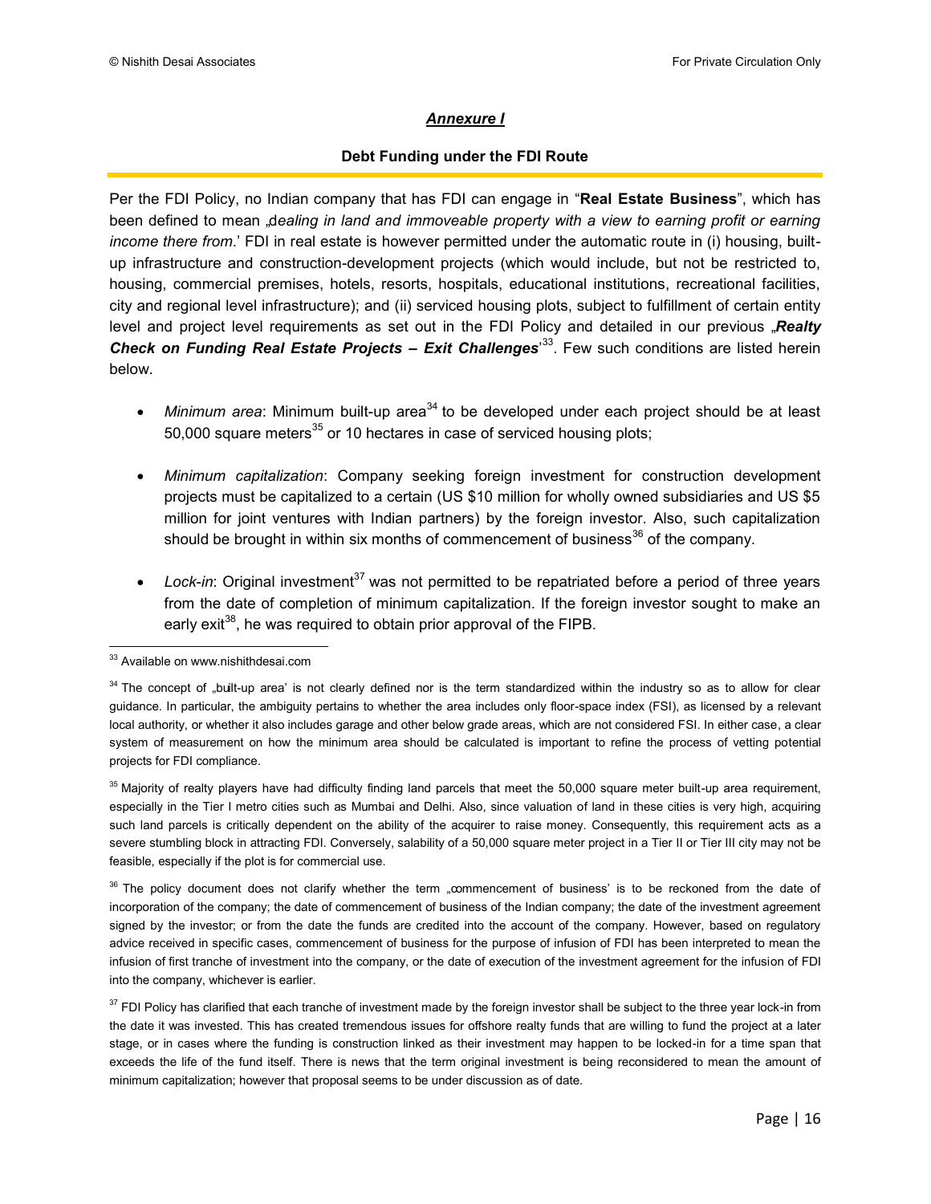## *Annexure I*

### Debt Funding under the FDI Route

Per the FDI Policy, no Indian company that has FDI can engage in "**Real Estate Business**", which has been defined to mean „*dealing in land and immoveable property with a view to earning profit or earning income there from*.' FDI in real estate is however permitted under the automatic route in (i) housing, built-up infrastructure and construction-development projects (which would include, but not be restricted to, housing, commercial premises, hotels, resorts, hospitals, educational institutions, recreational facilities, city and regional level infrastructure); and (ii) serviced housing plots, subject to fulfillment of certain entity level and project level requirements as set out in the FDI Policy and detailed in our previous „***Realty Check on Funding Real Estate Projects – Exit Challenges***'[33]. Few such conditions are listed herein below.

- *Minimum area*: Minimum built-up area[34] to be developed under each project should be at least 50,000 square meters[35] or 10 hectares in case of serviced housing plots;

- *Minimum capitalization*: Company seeking foreign investment for construction development projects must be capitalized to a certain (US $10 million for wholly owned subsidiaries and US $5 million for joint ventures with Indian partners) by the foreign investor. Also, such capitalization should be brought in within six months of commencement of business[36] of the company.

- *Lock-in*: Original investment[37] was not permitted to be repatriated before a period of three years from the date of completion of minimum capitalization. If the foreign investor sought to make an early exit[38], he was required to obtain prior approval of the FIPB.

---

[33] Available on www.nishithdesai.com

[34] The concept of „built-up area' is not clearly defined nor is the term standardized within the industry so as to allow for clear guidance. In particular, the ambiguity pertains to whether the area includes only floor-space index (FSI), as licensed by a relevant local authority, or whether it also includes garage and other below grade areas, which are not considered FSI. In either case, a clear system of measurement on how the minimum area should be calculated is important to refine the process of vetting potential projects for FDI compliance.

[35] Majority of realty players have had difficulty finding land parcels that meet the 50,000 square meter built-up area requirement, especially in the Tier I metro cities such as Mumbai and Delhi. Also, since valuation of land in these cities is very high, acquiring such land parcels is critically dependent on the ability of the acquirer to raise money. Consequently, this requirement acts as a severe stumbling block in attracting FDI. Conversely, salability of a 50,000 square meter project in a Tier II or Tier III city may not be feasible, especially if the plot is for commercial use.

[36] The policy document does not clarify whether the term „commencement of business' is to be reckoned from the date of incorporation of the company; the date of commencement of business of the Indian company; the date of the investment agreement signed by the investor; or from the date the funds are credited into the account of the company. However, based on regulatory advice received in specific cases, commencement of business for the purpose of infusion of FDI has been interpreted to mean the infusion of first tranche of investment into the company, or the date of execution of the investment agreement for the infusion of FDI into the company, whichever is earlier.

[37] FDI Policy has clarified that each tranche of investment made by the foreign investor shall be subject to the three year lock-in from the date it was invested. This has created tremendous issues for offshore realty funds that are willing to fund the project at a later stage, or in cases where the funding is construction linked as their investment may happen to be locked-in for a time span that exceeds the life of the fund itself. There is news that the term original investment is being reconsidered to mean the amount of minimum capitalization; however that proposal seems to be under discussion as of date.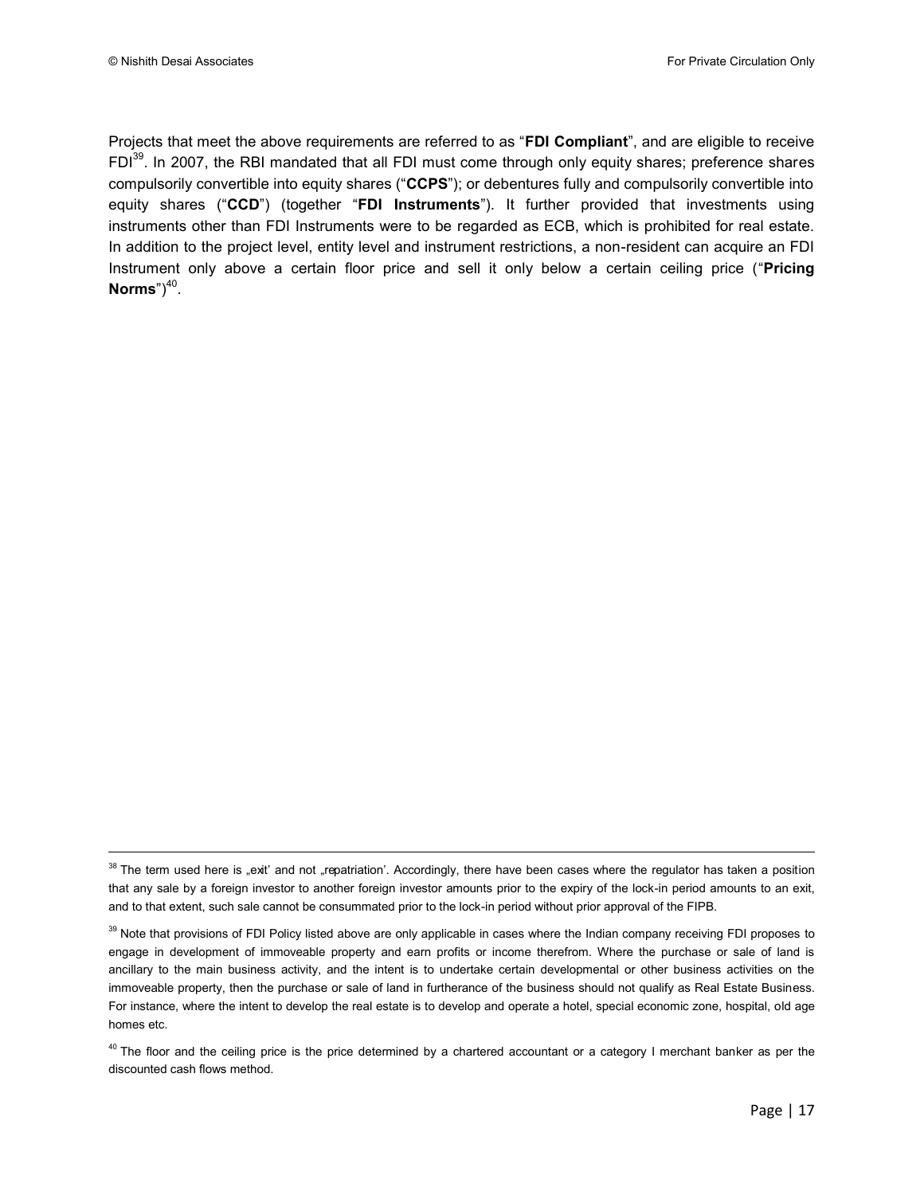Projects that meet the above requirements are referred to as "**FDI Compliant**", and are eligible to receive FDI[39]. In 2007, the RBI mandated that all FDI must come through only equity shares; preference shares compulsorily convertible into equity shares ("**CCPS**"); or debentures fully and compulsorily convertible into equity shares ("**CCD**") (together "**FDI Instruments**"). It further provided that investments using instruments other than FDI Instruments were to be regarded as ECB, which is prohibited for real estate. In addition to the project level, entity level and instrument restrictions, a non-resident can acquire an FDI Instrument only above a certain floor price and sell it only below a certain ceiling price ("**Pricing Norms**")[40].

---

[38] The term used here is „exit' and not „repatriation'. Accordingly, there have been cases where the regulator has taken a position that any sale by a foreign investor to another foreign investor amounts prior to the expiry of the lock-in period amounts to an exit, and to that extent, such sale cannot be consummated prior to the lock-in period without prior approval of the FIPB.

[39] Note that provisions of FDI Policy listed above are only applicable in cases where the Indian company receiving FDI proposes to engage in development of immoveable property and earn profits or income therefrom. Where the purchase or sale of land is ancillary to the main business activity, and the intent is to undertake certain developmental or other business activities on the immoveable property, then the purchase or sale of land in furtherance of the business should not qualify as Real Estate Business. For instance, where the intent to develop the real estate is to develop and operate a hotel, special economic zone, hospital, old age homes etc.

[40] The floor and the ceiling price is the price determined by a chartered accountant or a category I merchant banker as per the discounted cash flows method.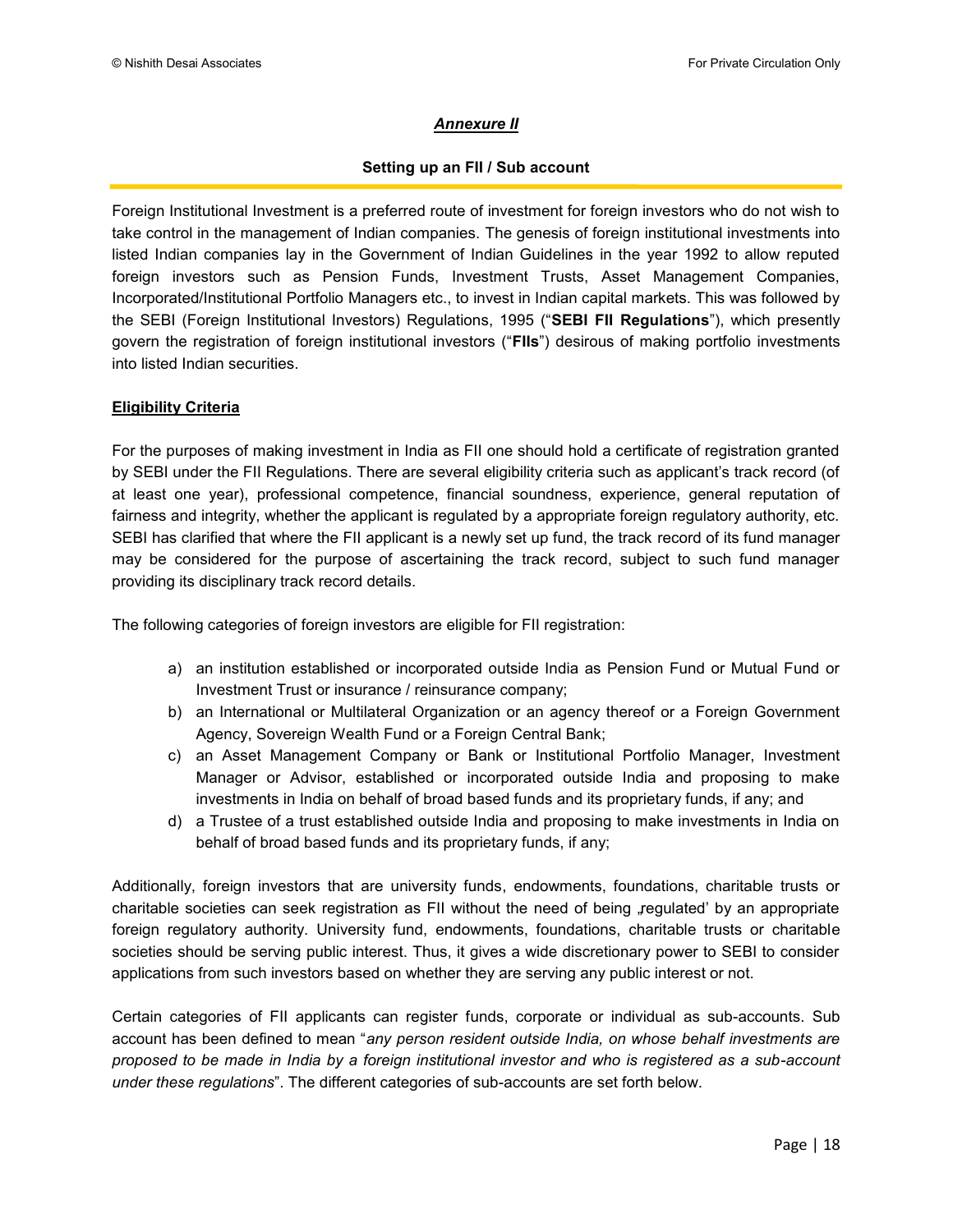## *Annexure II*

### Setting up an FII / Sub account

Foreign Institutional Investment is a preferred route of investment for foreign investors who do not wish to take control in the management of Indian companies. The genesis of foreign institutional investments into listed Indian companies lay in the Government of Indian Guidelines in the year 1992 to allow reputed foreign investors such as Pension Funds, Investment Trusts, Asset Management Companies, Incorporated/Institutional Portfolio Managers etc., to invest in Indian capital markets. This was followed by the SEBI (Foreign Institutional Investors) Regulations, 1995 ("**SEBI FII Regulations**"), which presently govern the registration of foreign institutional investors ("**FIIs**") desirous of making portfolio investments into listed Indian securities.

**Eligibility Criteria**

For the purposes of making investment in India as FII one should hold a certificate of registration granted by SEBI under the FII Regulations. There are several eligibility criteria such as applicant's track record (of at least one year), professional competence, financial soundness, experience, general reputation of fairness and integrity, whether the applicant is regulated by a appropriate foreign regulatory authority, etc. SEBI has clarified that where the FII applicant is a newly set up fund, the track record of its fund manager may be considered for the purpose of ascertaining the track record, subject to such fund manager providing its disciplinary track record details.

The following categories of foreign investors are eligible for FII registration:

a) an institution established or incorporated outside India as Pension Fund or Mutual Fund or Investment Trust or insurance / reinsurance company;
b) an International or Multilateral Organization or an agency thereof or a Foreign Government Agency, Sovereign Wealth Fund or a Foreign Central Bank;
c) an Asset Management Company or Bank or Institutional Portfolio Manager, Investment Manager or Advisor, established or incorporated outside India and proposing to make investments in India on behalf of broad based funds and its proprietary funds, if any; and
d) a Trustee of a trust established outside India and proposing to make investments in India on behalf of broad based funds and its proprietary funds, if any;

Additionally, foreign investors that are university funds, endowments, foundations, charitable trusts or charitable societies can seek registration as FII without the need of being „regulated' by an appropriate foreign regulatory authority. University fund, endowments, foundations, charitable trusts or charitable societies should be serving public interest. Thus, it gives a wide discretionary power to SEBI to consider applications from such investors based on whether they are serving any public interest or not.

Certain categories of FII applicants can register funds, corporate or individual as sub-accounts. Sub account has been defined to mean "*any person resident outside India, on whose behalf investments are proposed to be made in India by a foreign institutional investor and who is registered as a sub-account under these regulations*". The different categories of sub-accounts are set forth below.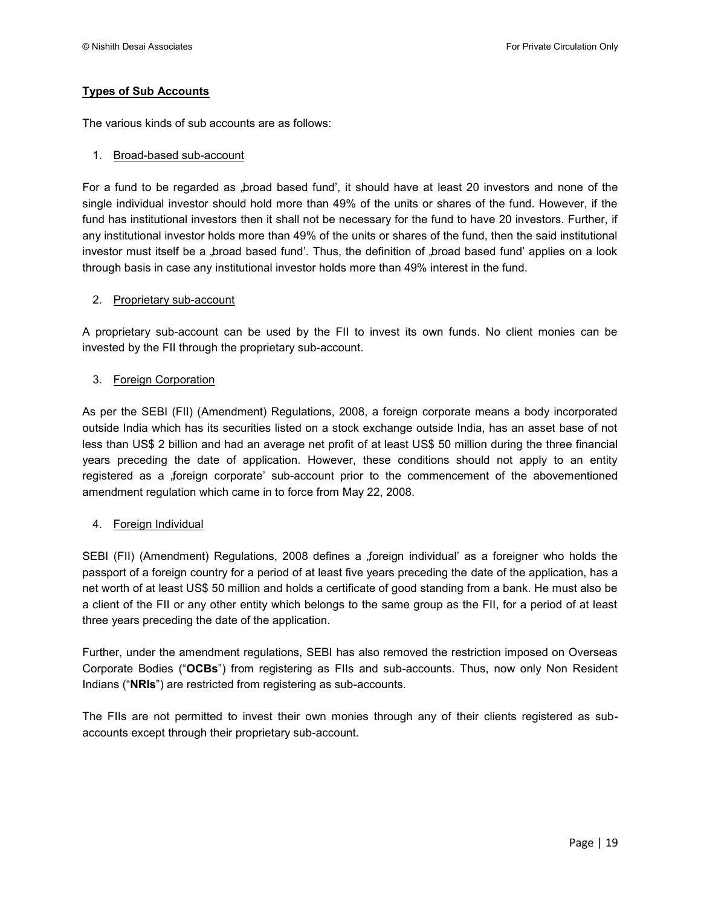**Types of Sub Accounts**

The various kinds of sub accounts are as follows:

1. Broad-based sub-account

For a fund to be regarded as „broad based fund', it should have at least 20 investors and none of the single individual investor should hold more than 49% of the units or shares of the fund. However, if the fund has institutional investors then it shall not be necessary for the fund to have 20 investors. Further, if any institutional investor holds more than 49% of the units or shares of the fund, then the said institutional investor must itself be a „broad based fund'. Thus, the definition of „broad based fund' applies on a look through basis in case any institutional investor holds more than 49% interest in the fund.

2. Proprietary sub-account

A proprietary sub-account can be used by the FII to invest its own funds. No client monies can be invested by the FII through the proprietary sub-account.

3. Foreign Corporation

As per the SEBI (FII) (Amendment) Regulations, 2008, a foreign corporate means a body incorporated outside India which has its securities listed on a stock exchange outside India, has an asset base of not less than US$ 2 billion and had an average net profit of at least US$ 50 million during the three financial years preceding the date of application. However, these conditions should not apply to an entity registered as a „foreign corporate' sub-account prior to the commencement of the abovementioned amendment regulation which came in to force from May 22, 2008.

4. Foreign Individual

SEBI (FII) (Amendment) Regulations, 2008 defines a „foreign individual' as a foreigner who holds the passport of a foreign country for a period of at least five years preceding the date of the application, has a net worth of at least US$ 50 million and holds a certificate of good standing from a bank. He must also be a client of the FII or any other entity which belongs to the same group as the FII, for a period of at least three years preceding the date of the application.

Further, under the amendment regulations, SEBI has also removed the restriction imposed on Overseas Corporate Bodies ("**OCBs**") from registering as FIIs and sub-accounts. Thus, now only Non Resident Indians ("**NRIs**") are restricted from registering as sub-accounts.

The FIIs are not permitted to invest their own monies through any of their clients registered as sub-accounts except through their proprietary sub-account.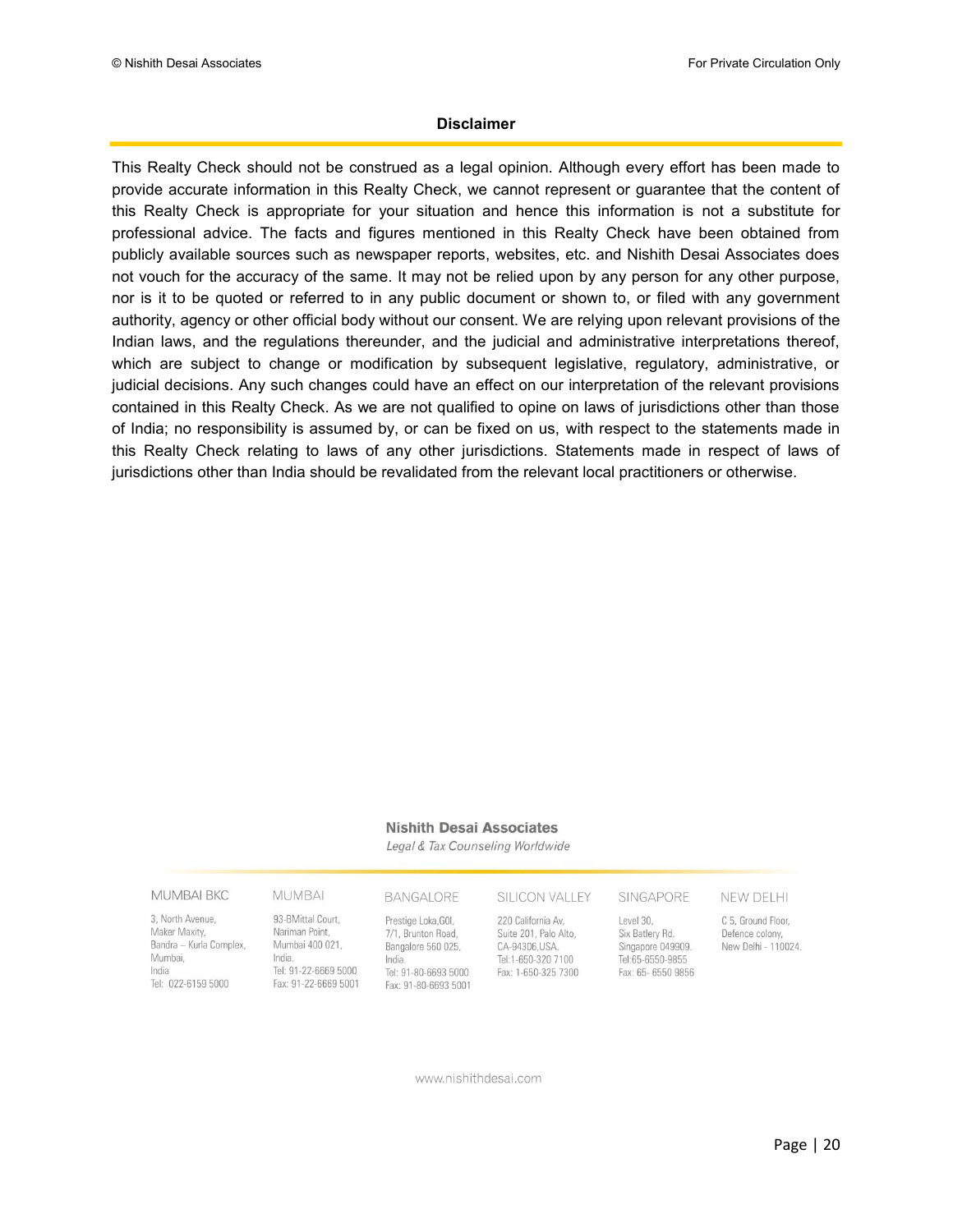## Disclaimer

This Realty Check should not be construed as a legal opinion. Although every effort has been made to provide accurate information in this Realty Check, we cannot represent or guarantee that the content of this Realty Check is appropriate for your situation and hence this information is not a substitute for professional advice. The facts and figures mentioned in this Realty Check have been obtained from publicly available sources such as newspaper reports, websites, etc. and Nishith Desai Associates does not vouch for the accuracy of the same. It may not be relied upon by any person for any other purpose, nor is it to be quoted or referred to in any public document or shown to, or filed with any government authority, agency or other official body without our consent. We are relying upon relevant provisions of the Indian laws, and the regulations thereunder, and the judicial and administrative interpretations thereof, which are subject to change or modification by subsequent legislative, regulatory, administrative, or judicial decisions. Any such changes could have an effect on our interpretation of the relevant provisions contained in this Realty Check. As we are not qualified to opine on laws of jurisdictions other than those of India; no responsibility is assumed by, or can be fixed on us, with respect to the statements made in this Realty Check relating to laws of any other jurisdictions. Statements made in respect of laws of jurisdictions other than India should be revalidated from the relevant local practitioners or otherwise.

**Nishith Desai Associates**

*Legal & Tax Counseling Worldwide*

MUMBAI BKC
3, North Avenue,
Maker Maxity,
Bandra – Kurla Complex,
Mumbai,
India
Tel: 022-6159 5000

MUMBAI
93-BMittal Court,
Nariman Point,
Mumbai 400 021,
India.
Tel: 91-22-6669 5000
Fax: 91-22-6669 5001

BANGALORE
Prestige Loka,G01,
7/1, Brunton Road,
Bangalore 560 025,
India.
Tel: 91-80-6693 5000
Fax: 91-80-6693 5001

SILICON VALLEY
220 California Av,
Suite 201, Palo Alto,
CA-94306,USA.
Tel:1-650-320 7100
Fax: 1-650-325 7300

SINGAPORE
Level 30,
Six Batlery Rd.
Singapore 049909.
Tel:65-6550-9855
Fax: 65- 6550 9856

NEW DELHI
C 5, Ground Floor,
Defence colony,
New Delhi - 110024.

www.nishithdesai.com